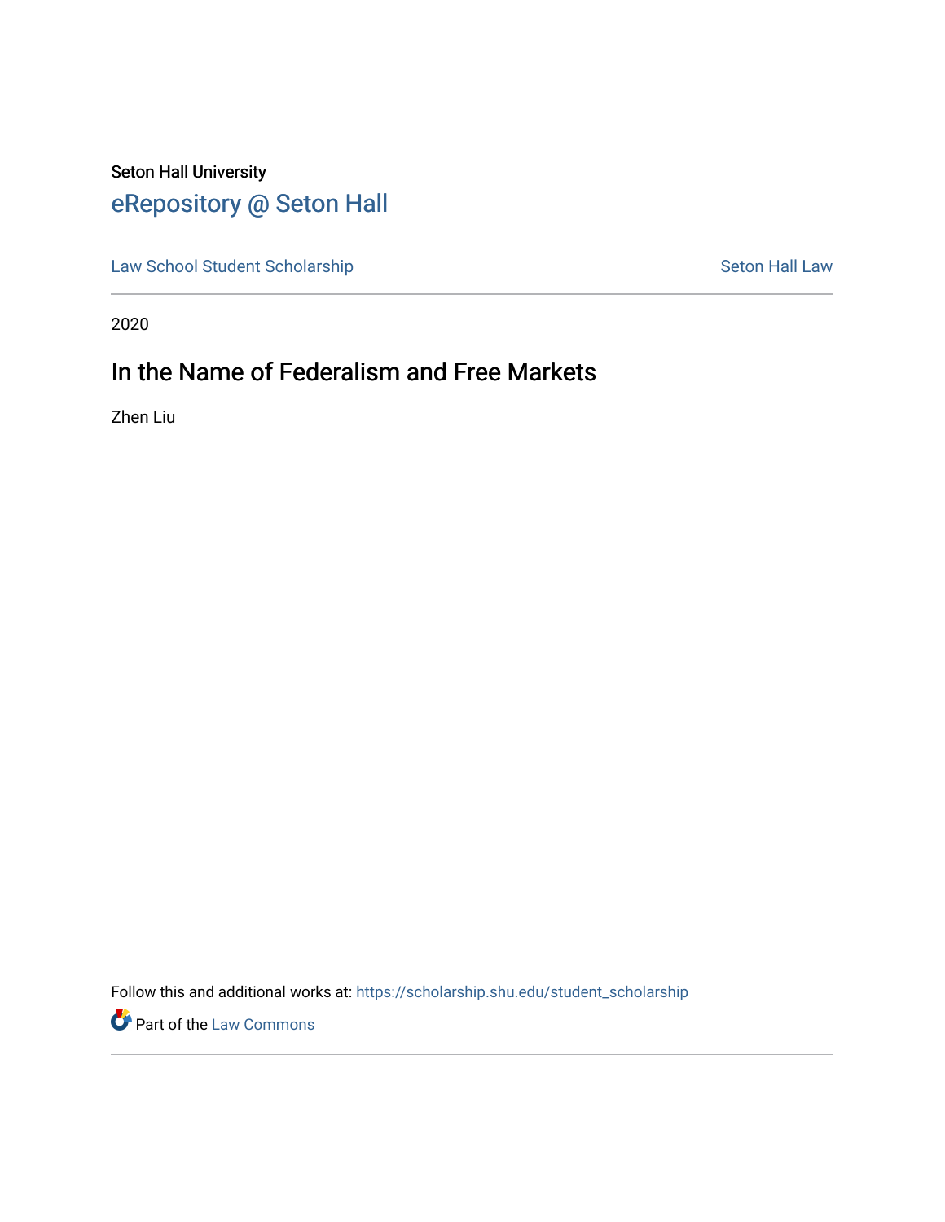Seton Hall University

# eRepository @ Seton Hall

Law School Student Scholarship | Seton Hall Law

2020

## In the Name of Federalism and Free Markets

Zhen Liu

Follow this and additional works at: https://scholarship.shu.edu/student_scholarship

Part of the Law Commons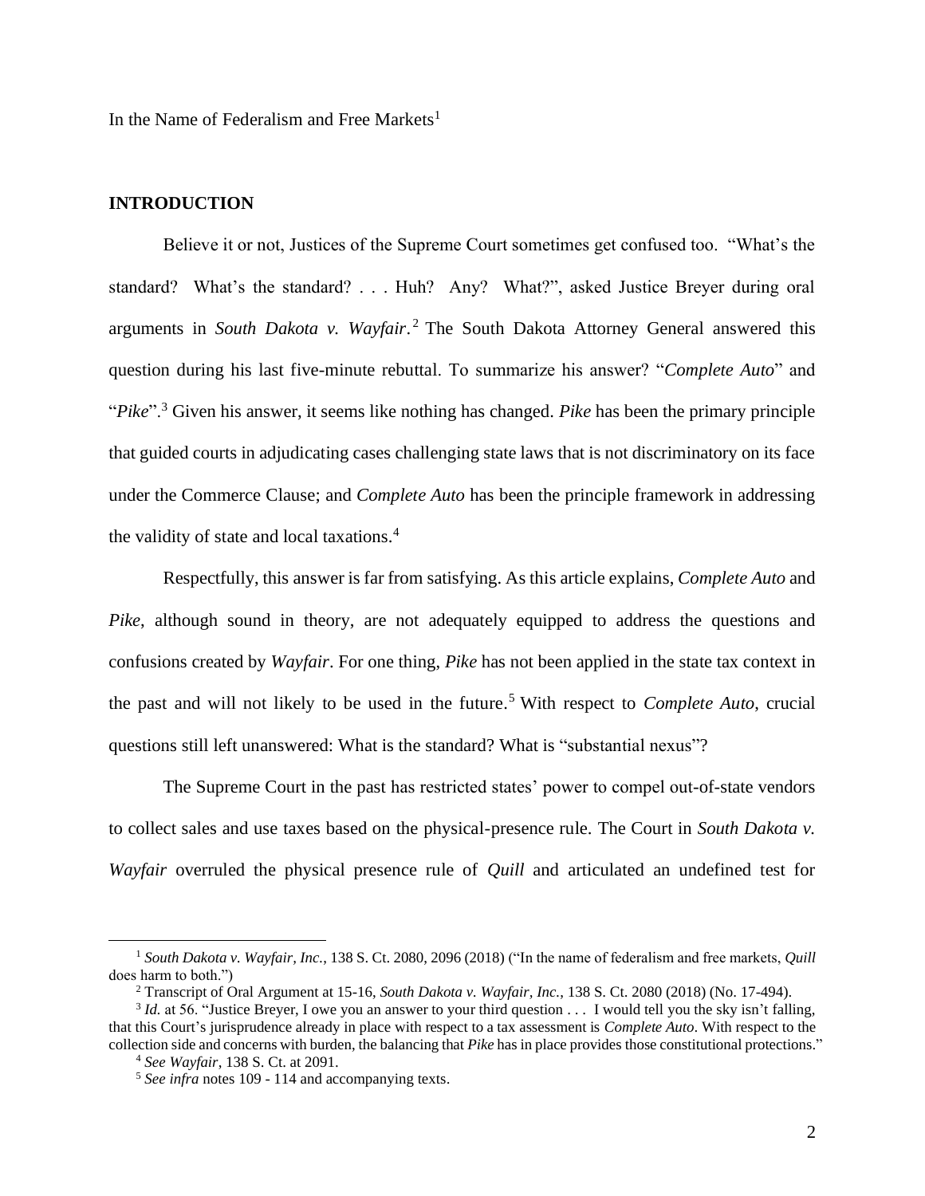In the Name of Federalism and Free Markets[1]

## INTRODUCTION

Believe it or not, Justices of the Supreme Court sometimes get confused too. "What's the standard? What's the standard? . . . Huh? Any? What?", asked Justice Breyer during oral arguments in *South Dakota v. Wayfair*.[2] The South Dakota Attorney General answered this question during his last five-minute rebuttal. To summarize his answer? "*Complete Auto*" and "*Pike*".[3] Given his answer, it seems like nothing has changed. *Pike* has been the primary principle that guided courts in adjudicating cases challenging state laws that is not discriminatory on its face under the Commerce Clause; and *Complete Auto* has been the principle framework in addressing the validity of state and local taxations.[4]

Respectfully, this answer is far from satisfying. As this article explains, *Complete Auto* and *Pike*, although sound in theory, are not adequately equipped to address the questions and confusions created by *Wayfair*. For one thing, *Pike* has not been applied in the state tax context in the past and will not likely to be used in the future.[5] With respect to *Complete Auto*, crucial questions still left unanswered: What is the standard? What is "substantial nexus"?

The Supreme Court in the past has restricted states' power to compel out-of-state vendors to collect sales and use taxes based on the physical-presence rule. The Court in *South Dakota v. Wayfair* overruled the physical presence rule of *Quill* and articulated an undefined test for

---

[1] *South Dakota v. Wayfair, Inc.*, 138 S. Ct. 2080, 2096 (2018) ("In the name of federalism and free markets, *Quill* does harm to both.")

[2] Transcript of Oral Argument at 15-16, *South Dakota v. Wayfair, Inc.*, 138 S. Ct. 2080 (2018) (No. 17-494).

[3] *Id.* at 56. "Justice Breyer, I owe you an answer to your third question . . . I would tell you the sky isn't falling, that this Court's jurisprudence already in place with respect to a tax assessment is *Complete Auto*. With respect to the collection side and concerns with burden, the balancing that *Pike* has in place provides those constitutional protections."

[4] *See Wayfair*, 138 S. Ct. at 2091.

[5] *See infra* notes 109 - 114 and accompanying texts.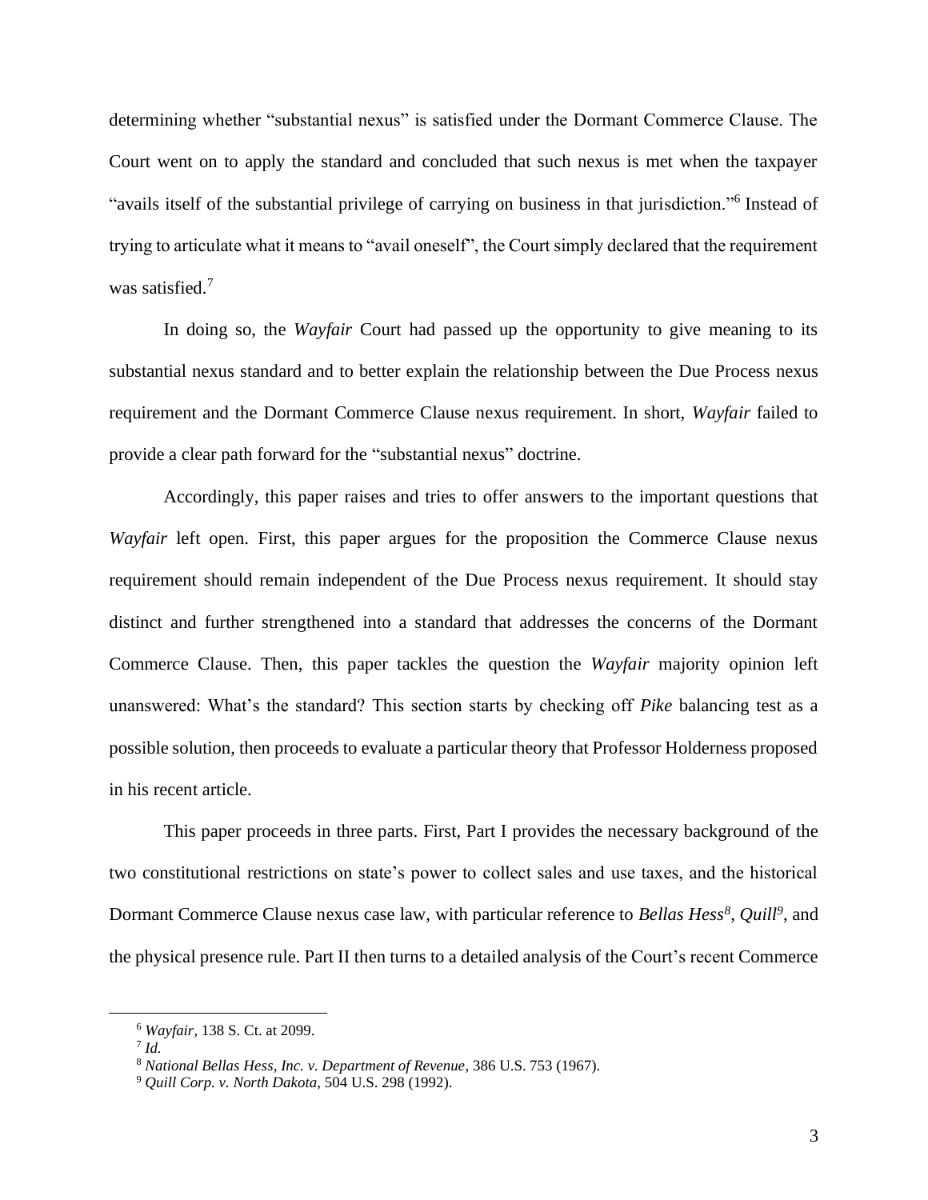determining whether "substantial nexus" is satisfied under the Dormant Commerce Clause. The Court went on to apply the standard and concluded that such nexus is met when the taxpayer "avails itself of the substantial privilege of carrying on business in that jurisdiction."[6] Instead of trying to articulate what it means to "avail oneself", the Court simply declared that the requirement was satisfied.[7]

In doing so, the *Wayfair* Court had passed up the opportunity to give meaning to its substantial nexus standard and to better explain the relationship between the Due Process nexus requirement and the Dormant Commerce Clause nexus requirement. In short, *Wayfair* failed to provide a clear path forward for the "substantial nexus" doctrine.

Accordingly, this paper raises and tries to offer answers to the important questions that *Wayfair* left open. First, this paper argues for the proposition the Commerce Clause nexus requirement should remain independent of the Due Process nexus requirement. It should stay distinct and further strengthened into a standard that addresses the concerns of the Dormant Commerce Clause. Then, this paper tackles the question the *Wayfair* majority opinion left unanswered: What's the standard? This section starts by checking off *Pike* balancing test as a possible solution, then proceeds to evaluate a particular theory that Professor Holderness proposed in his recent article.

This paper proceeds in three parts. First, Part I provides the necessary background of the two constitutional restrictions on state's power to collect sales and use taxes, and the historical Dormant Commerce Clause nexus case law, with particular reference to *Bellas Hess*[8], *Quill*[9], and the physical presence rule. Part II then turns to a detailed analysis of the Court's recent Commerce

---

[6] *Wayfair*, 138 S. Ct. at 2099.

[7] *Id.*

[8] *National Bellas Hess, Inc. v. Department of Revenue*, 386 U.S. 753 (1967).

[9] *Quill Corp. v. North Dakota*, 504 U.S. 298 (1992).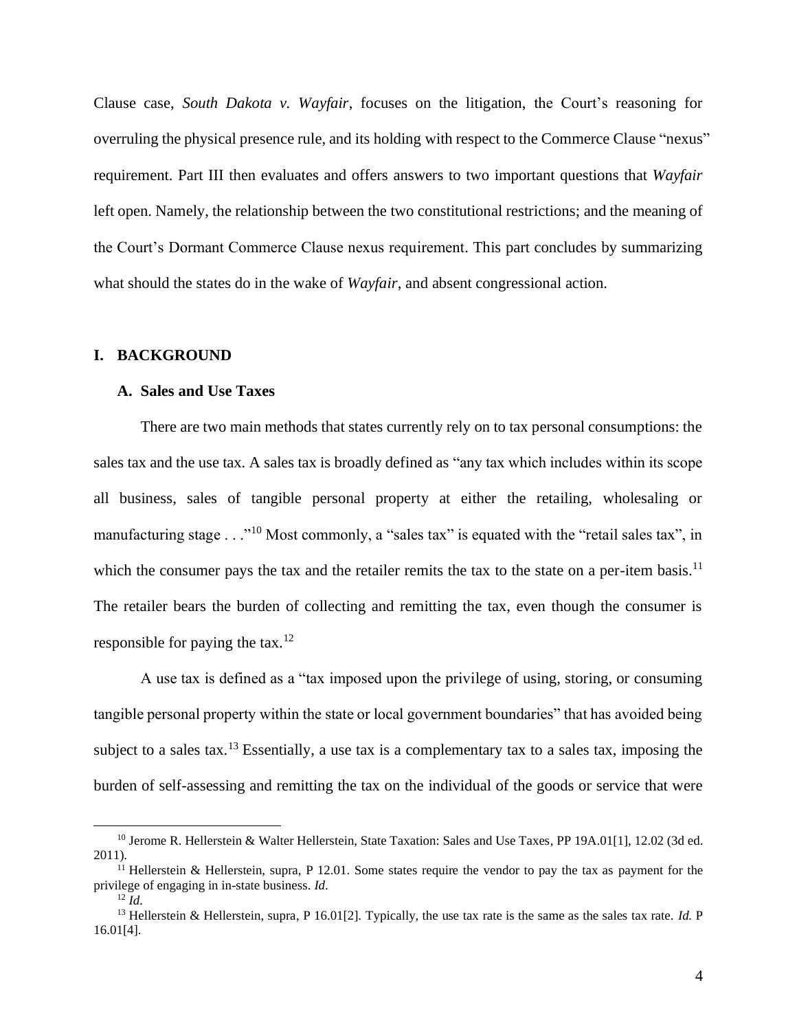Clause case, *South Dakota v. Wayfair*, focuses on the litigation, the Court's reasoning for overruling the physical presence rule, and its holding with respect to the Commerce Clause "nexus" requirement. Part III then evaluates and offers answers to two important questions that *Wayfair* left open. Namely, the relationship between the two constitutional restrictions; and the meaning of the Court's Dormant Commerce Clause nexus requirement. This part concludes by summarizing what should the states do in the wake of *Wayfair*, and absent congressional action.

## I. BACKGROUND

### A. Sales and Use Taxes

There are two main methods that states currently rely on to tax personal consumptions: the sales tax and the use tax. A sales tax is broadly defined as "any tax which includes within its scope all business, sales of tangible personal property at either the retailing, wholesaling or manufacturing stage . . ."[10] Most commonly, a "sales tax" is equated with the "retail sales tax", in which the consumer pays the tax and the retailer remits the tax to the state on a per-item basis.[11] The retailer bears the burden of collecting and remitting the tax, even though the consumer is responsible for paying the tax.[12]

A use tax is defined as a "tax imposed upon the privilege of using, storing, or consuming tangible personal property within the state or local government boundaries" that has avoided being subject to a sales tax.[13] Essentially, a use tax is a complementary tax to a sales tax, imposing the burden of self-assessing and remitting the tax on the individual of the goods or service that were

---

[10] Jerome R. Hellerstein & Walter Hellerstein, State Taxation: Sales and Use Taxes, PP 19A.01[1], 12.02 (3d ed. 2011).

[11] Hellerstein & Hellerstein, supra, P 12.01. Some states require the vendor to pay the tax as payment for the privilege of engaging in in-state business. *Id*.

[12] *Id*.

[13] Hellerstein & Hellerstein, supra, P 16.01[2]. Typically, the use tax rate is the same as the sales tax rate. *Id.* P 16.01[4].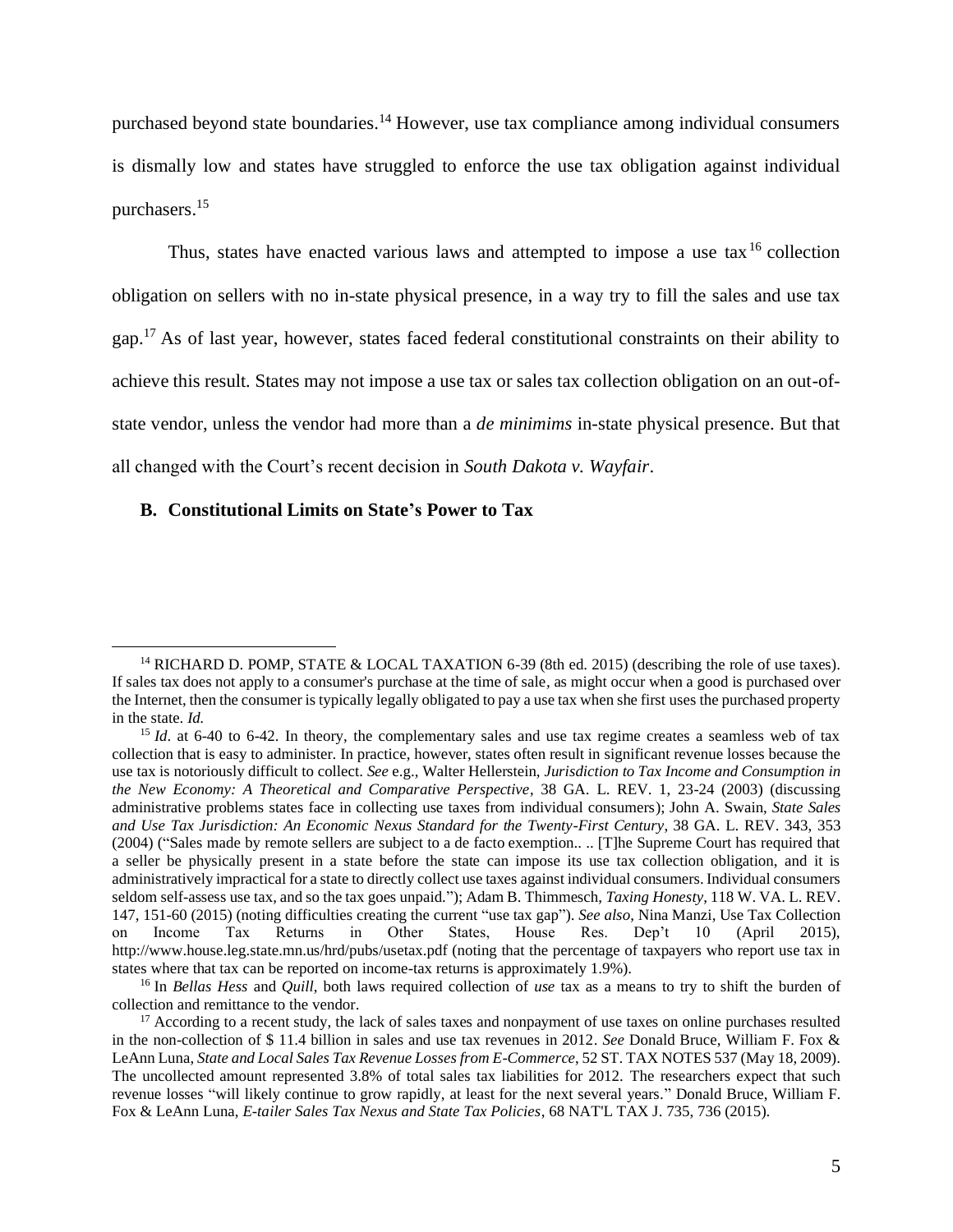purchased beyond state boundaries.[14] However, use tax compliance among individual consumers is dismally low and states have struggled to enforce the use tax obligation against individual purchasers.[15]

Thus, states have enacted various laws and attempted to impose a use tax[16] collection obligation on sellers with no in-state physical presence, in a way try to fill the sales and use tax gap.[17] As of last year, however, states faced federal constitutional constraints on their ability to achieve this result. States may not impose a use tax or sales tax collection obligation on an out-of-state vendor, unless the vendor had more than a *de minimims* in-state physical presence. But that all changed with the Court's recent decision in *South Dakota v. Wayfair*.

### B. Constitutional Limits on State's Power to Tax

---

[14] RICHARD D. POMP, STATE & LOCAL TAXATION 6-39 (8th ed. 2015) (describing the role of use taxes). If sales tax does not apply to a consumer's purchase at the time of sale, as might occur when a good is purchased over the Internet, then the consumer is typically legally obligated to pay a use tax when she first uses the purchased property in the state. *Id.*

[15] *Id*. at 6-40 to 6-42. In theory, the complementary sales and use tax regime creates a seamless web of tax collection that is easy to administer. In practice, however, states often result in significant revenue losses because the use tax is notoriously difficult to collect. *See* e.g., Walter Hellerstein, *Jurisdiction to Tax Income and Consumption in the New Economy: A Theoretical and Comparative Perspective*, 38 GA. L. REV. 1, 23-24 (2003) (discussing administrative problems states face in collecting use taxes from individual consumers); John A. Swain, *State Sales and Use Tax Jurisdiction: An Economic Nexus Standard for the Twenty-First Century*, 38 GA. L. REV. 343, 353 (2004) ("Sales made by remote sellers are subject to a de facto exemption.. .. [T]he Supreme Court has required that a seller be physically present in a state before the state can impose its use tax collection obligation, and it is administratively impractical for a state to directly collect use taxes against individual consumers. Individual consumers seldom self-assess use tax, and so the tax goes unpaid."); Adam B. Thimmesch, *Taxing Honesty*, 118 W. VA. L. REV. 147, 151-60 (2015) (noting difficulties creating the current "use tax gap"). *See also*, Nina Manzi, Use Tax Collection on Income Tax Returns in Other States, House Res. Dep't 10 (April 2015), http://www.house.leg.state.mn.us/hrd/pubs/usetax.pdf (noting that the percentage of taxpayers who report use tax in states where that tax can be reported on income-tax returns is approximately 1.9%).

[16] In *Bellas Hess* and *Quill*, both laws required collection of *use* tax as a means to try to shift the burden of collection and remittance to the vendor.

[17] According to a recent study, the lack of sales taxes and nonpayment of use taxes on online purchases resulted in the non-collection of $ 11.4 billion in sales and use tax revenues in 2012. *See* Donald Bruce, William F. Fox & LeAnn Luna, *State and Local Sales Tax Revenue Losses from E-Commerce*, 52 ST. TAX NOTES 537 (May 18, 2009). The uncollected amount represented 3.8% of total sales tax liabilities for 2012. The researchers expect that such revenue losses "will likely continue to grow rapidly, at least for the next several years." Donald Bruce, William F. Fox & LeAnn Luna, *E-tailer Sales Tax Nexus and State Tax Policies*, 68 NAT'L TAX J. 735, 736 (2015).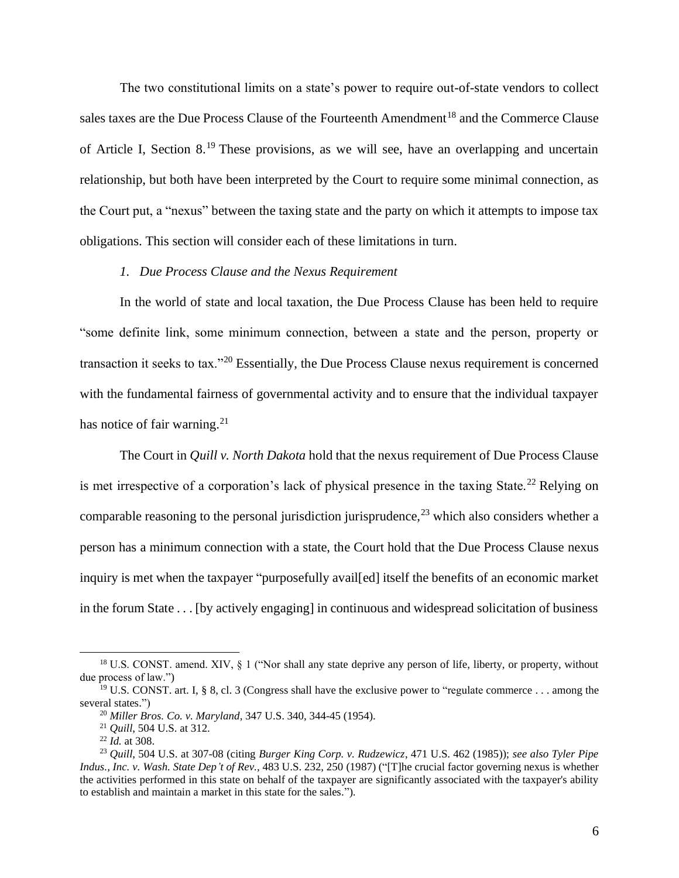The two constitutional limits on a state's power to require out-of-state vendors to collect sales taxes are the Due Process Clause of the Fourteenth Amendment[18] and the Commerce Clause of Article I, Section 8.[19] These provisions, as we will see, have an overlapping and uncertain relationship, but both have been interpreted by the Court to require some minimal connection, as the Court put, a "nexus" between the taxing state and the party on which it attempts to impose tax obligations. This section will consider each of these limitations in turn.

### *1. Due Process Clause and the Nexus Requirement*

In the world of state and local taxation, the Due Process Clause has been held to require "some definite link, some minimum connection, between a state and the person, property or transaction it seeks to tax."[20] Essentially, the Due Process Clause nexus requirement is concerned with the fundamental fairness of governmental activity and to ensure that the individual taxpayer has notice of fair warning.[21]

The Court in *Quill v. North Dakota* hold that the nexus requirement of Due Process Clause is met irrespective of a corporation's lack of physical presence in the taxing State.[22] Relying on comparable reasoning to the personal jurisdiction jurisprudence,[23] which also considers whether a person has a minimum connection with a state, the Court hold that the Due Process Clause nexus inquiry is met when the taxpayer "purposefully avail[ed] itself the benefits of an economic market in the forum State . . . [by actively engaging] in continuous and widespread solicitation of business

---

[18] U.S. CONST. amend. XIV, § 1 ("Nor shall any state deprive any person of life, liberty, or property, without due process of law.")

[19] U.S. CONST. art. I, § 8, cl. 3 (Congress shall have the exclusive power to "regulate commerce . . . among the several states.")

[20] *Miller Bros. Co. v. Maryland*, 347 U.S. 340, 344-45 (1954).

[21] *Quill*, 504 U.S. at 312.

[22] *Id.* at 308.

[23] *Quill*, 504 U.S. at 307-08 (citing *Burger King Corp. v. Rudzewicz*, 471 U.S. 462 (1985)); *see also Tyler Pipe Indus., Inc. v. Wash. State Dep't of Rev.*, 483 U.S. 232, 250 (1987) ("[T]he crucial factor governing nexus is whether the activities performed in this state on behalf of the taxpayer are significantly associated with the taxpayer's ability to establish and maintain a market in this state for the sales.").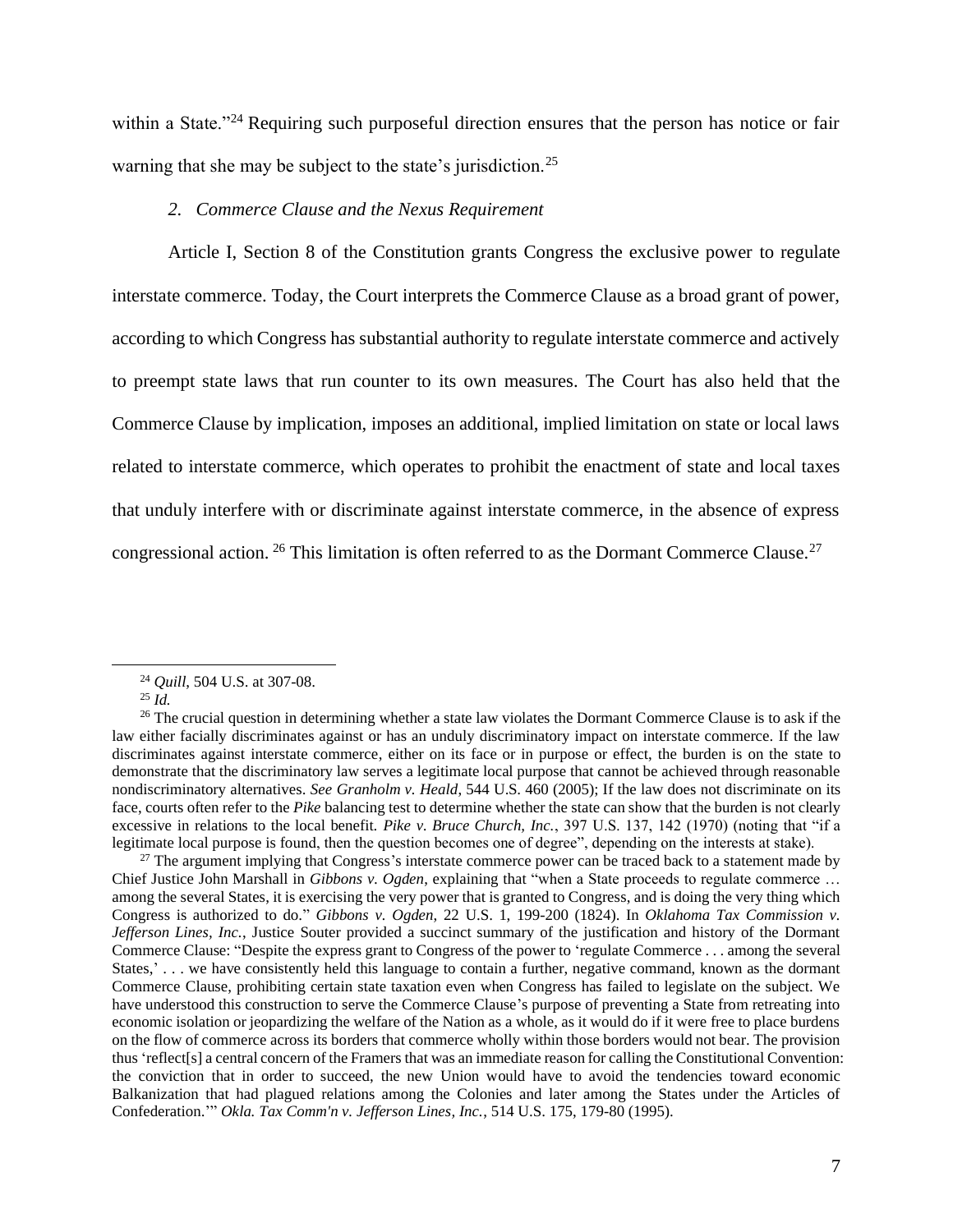within a State."[24] Requiring such purposeful direction ensures that the person has notice or fair warning that she may be subject to the state's jurisdiction.[25]

### *2. Commerce Clause and the Nexus Requirement*

Article I, Section 8 of the Constitution grants Congress the exclusive power to regulate interstate commerce. Today, the Court interprets the Commerce Clause as a broad grant of power, according to which Congress has substantial authority to regulate interstate commerce and actively to preempt state laws that run counter to its own measures. The Court has also held that the Commerce Clause by implication, imposes an additional, implied limitation on state or local laws related to interstate commerce, which operates to prohibit the enactment of state and local taxes that unduly interfere with or discriminate against interstate commerce, in the absence of express congressional action. [26] This limitation is often referred to as the Dormant Commerce Clause.[27]

---

[24] *Quill*, 504 U.S. at 307-08.

[25] *Id.*

[26] The crucial question in determining whether a state law violates the Dormant Commerce Clause is to ask if the law either facially discriminates against or has an unduly discriminatory impact on interstate commerce. If the law discriminates against interstate commerce, either on its face or in purpose or effect, the burden is on the state to demonstrate that the discriminatory law serves a legitimate local purpose that cannot be achieved through reasonable nondiscriminatory alternatives. *See Granholm v. Heald*, 544 U.S. 460 (2005); If the law does not discriminate on its face, courts often refer to the *Pike* balancing test to determine whether the state can show that the burden is not clearly excessive in relations to the local benefit. *Pike v. Bruce Church, Inc.*, 397 U.S. 137, 142 (1970) (noting that "if a legitimate local purpose is found, then the question becomes one of degree", depending on the interests at stake).

[27] The argument implying that Congress's interstate commerce power can be traced back to a statement made by Chief Justice John Marshall in *Gibbons v. Ogden*, explaining that "when a State proceeds to regulate commerce … among the several States, it is exercising the very power that is granted to Congress, and is doing the very thing which Congress is authorized to do." *Gibbons v. Ogden*, 22 U.S. 1, 199-200 (1824). In *Oklahoma Tax Commission v. Jefferson Lines, Inc.*, Justice Souter provided a succinct summary of the justification and history of the Dormant Commerce Clause: "Despite the express grant to Congress of the power to 'regulate Commerce . . . among the several States,' . . . we have consistently held this language to contain a further, negative command, known as the dormant Commerce Clause, prohibiting certain state taxation even when Congress has failed to legislate on the subject. We have understood this construction to serve the Commerce Clause's purpose of preventing a State from retreating into economic isolation or jeopardizing the welfare of the Nation as a whole, as it would do if it were free to place burdens on the flow of commerce across its borders that commerce wholly within those borders would not bear. The provision thus 'reflect[s] a central concern of the Framers that was an immediate reason for calling the Constitutional Convention: the conviction that in order to succeed, the new Union would have to avoid the tendencies toward economic Balkanization that had plagued relations among the Colonies and later among the States under the Articles of Confederation.'" *Okla. Tax Comm'n v. Jefferson Lines, Inc.*, 514 U.S. 175, 179-80 (1995).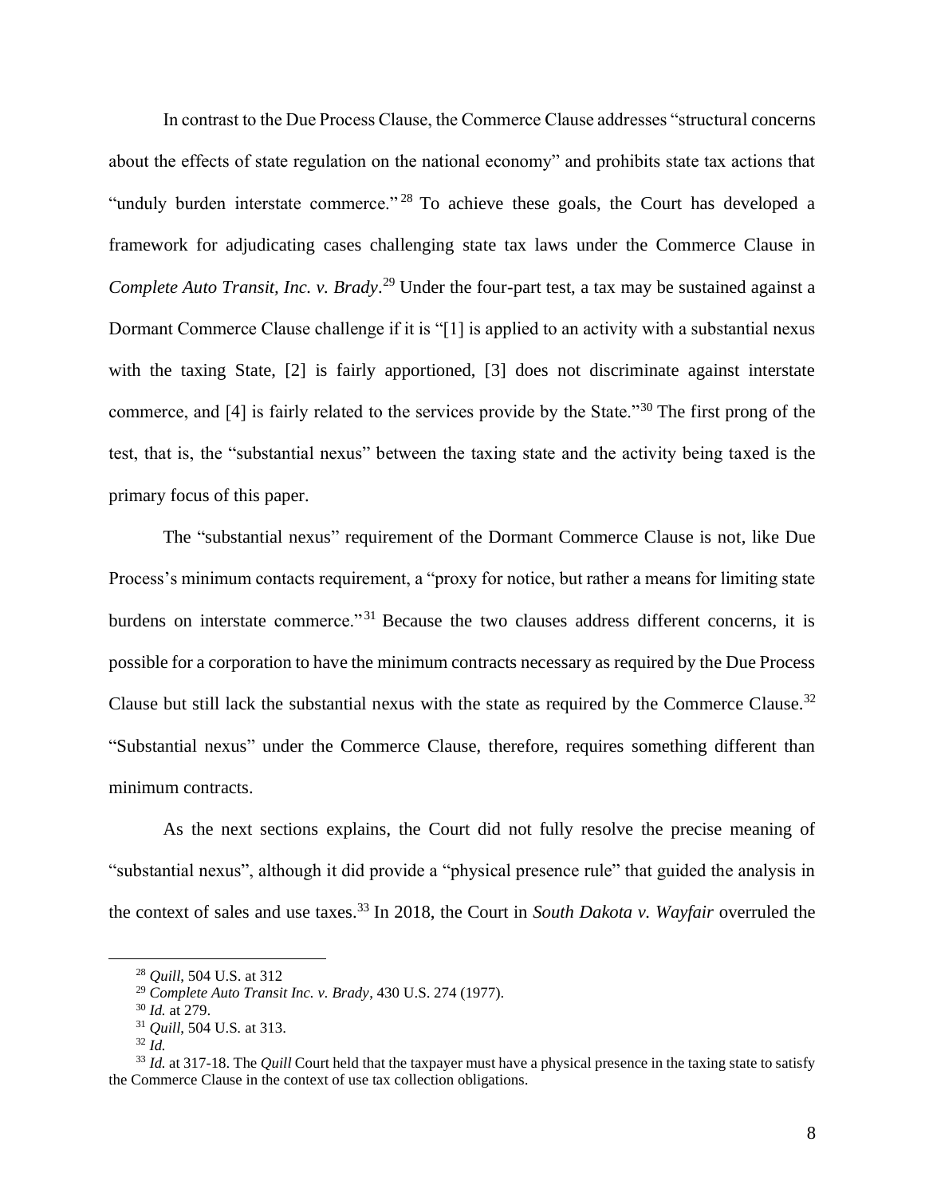In contrast to the Due Process Clause, the Commerce Clause addresses "structural concerns about the effects of state regulation on the national economy" and prohibits state tax actions that "unduly burden interstate commerce."[28] To achieve these goals, the Court has developed a framework for adjudicating cases challenging state tax laws under the Commerce Clause in *Complete Auto Transit, Inc. v. Brady*.[29] Under the four-part test, a tax may be sustained against a Dormant Commerce Clause challenge if it is "[1] is applied to an activity with a substantial nexus with the taxing State, [2] is fairly apportioned, [3] does not discriminate against interstate commerce, and [4] is fairly related to the services provide by the State."[30] The first prong of the test, that is, the "substantial nexus" between the taxing state and the activity being taxed is the primary focus of this paper.

The "substantial nexus" requirement of the Dormant Commerce Clause is not, like Due Process's minimum contacts requirement, a "proxy for notice, but rather a means for limiting state burdens on interstate commerce."[31] Because the two clauses address different concerns, it is possible for a corporation to have the minimum contracts necessary as required by the Due Process Clause but still lack the substantial nexus with the state as required by the Commerce Clause.[32] "Substantial nexus" under the Commerce Clause, therefore, requires something different than minimum contracts.

As the next sections explains, the Court did not fully resolve the precise meaning of "substantial nexus", although it did provide a "physical presence rule" that guided the analysis in the context of sales and use taxes.[33] In 2018, the Court in *South Dakota v. Wayfair* overruled the

---

[28] *Quill*, 504 U.S. at 312

[29] *Complete Auto Transit Inc. v. Brady*, 430 U.S. 274 (1977).

[30] *Id.* at 279.

[31] *Quill*, 504 U.S. at 313.

[32] *Id.*

[33] *Id.* at 317-18. The *Quill* Court held that the taxpayer must have a physical presence in the taxing state to satisfy the Commerce Clause in the context of use tax collection obligations.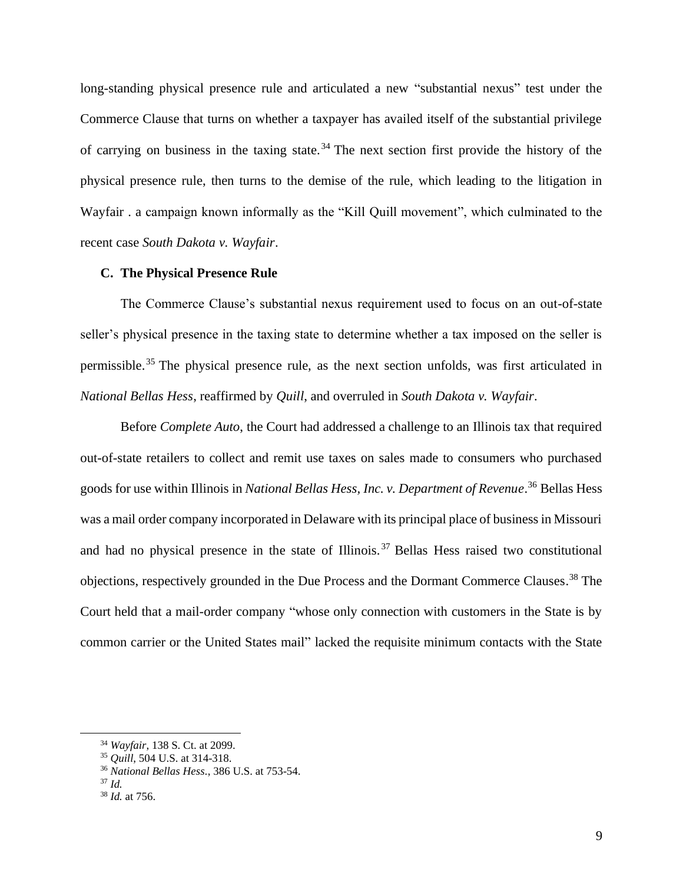long-standing physical presence rule and articulated a new "substantial nexus" test under the Commerce Clause that turns on whether a taxpayer has availed itself of the substantial privilege of carrying on business in the taxing state.[34] The next section first provide the history of the physical presence rule, then turns to the demise of the rule, which leading to the litigation in Wayfair . a campaign known informally as the "Kill Quill movement", which culminated to the recent case *South Dakota v. Wayfair*.

### C. The Physical Presence Rule

The Commerce Clause's substantial nexus requirement used to focus on an out-of-state seller's physical presence in the taxing state to determine whether a tax imposed on the seller is permissible.[35] The physical presence rule, as the next section unfolds, was first articulated in *National Bellas Hess*, reaffirmed by *Quill*, and overruled in *South Dakota v. Wayfair*.

Before *Complete Auto*, the Court had addressed a challenge to an Illinois tax that required out-of-state retailers to collect and remit use taxes on sales made to consumers who purchased goods for use within Illinois in *National Bellas Hess, Inc. v. Department of Revenue*.[36] Bellas Hess was a mail order company incorporated in Delaware with its principal place of business in Missouri and had no physical presence in the state of Illinois.[37] Bellas Hess raised two constitutional objections, respectively grounded in the Due Process and the Dormant Commerce Clauses.[38] The Court held that a mail-order company "whose only connection with customers in the State is by common carrier or the United States mail" lacked the requisite minimum contacts with the State

---

[34] *Wayfair*, 138 S. Ct. at 2099.

[35] *Quill*, 504 U.S. at 314-318.

[36] *National Bellas Hess.*, 386 U.S. at 753-54.

[37] *Id.*

[38] *Id.* at 756.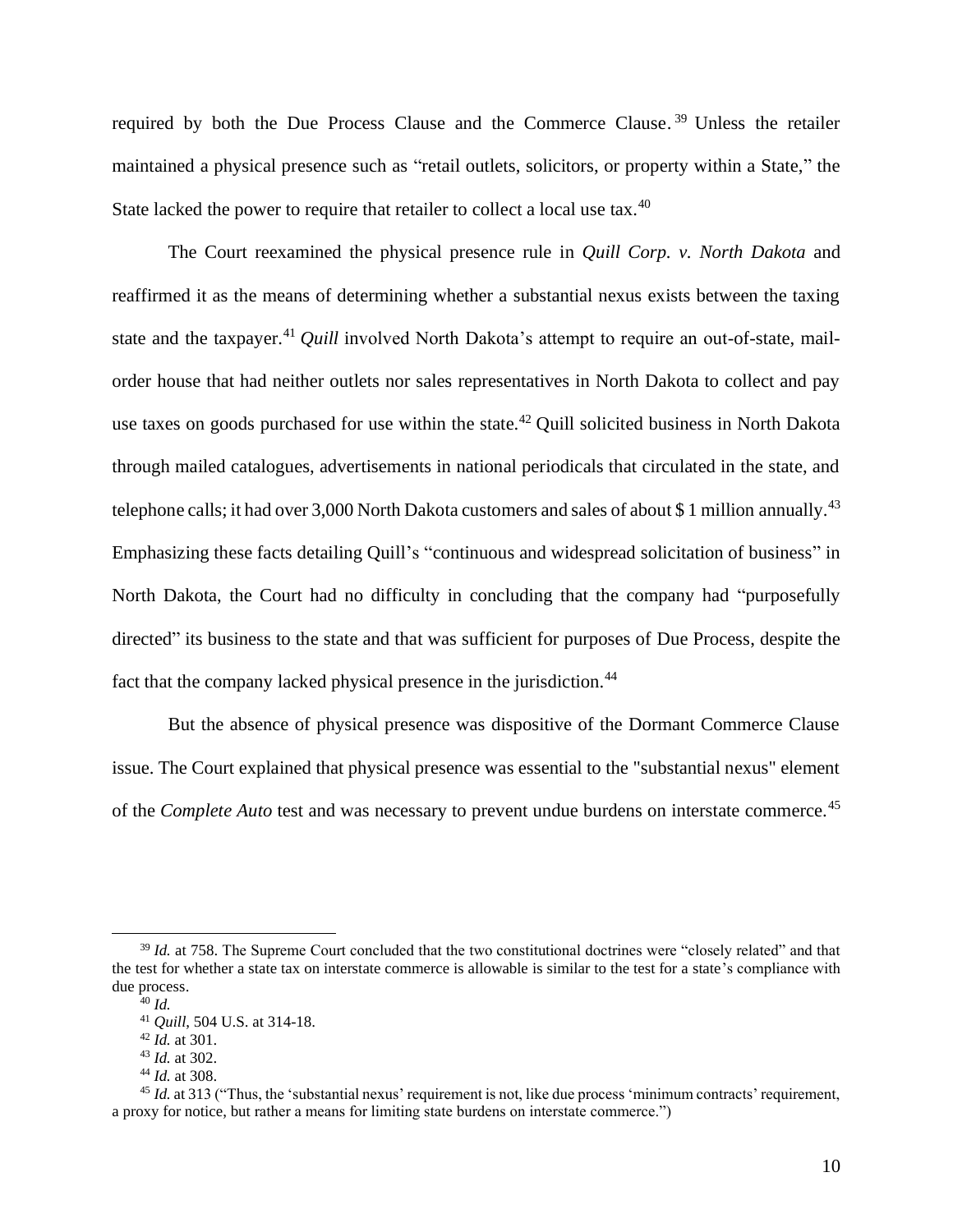required by both the Due Process Clause and the Commerce Clause.[39] Unless the retailer maintained a physical presence such as "retail outlets, solicitors, or property within a State," the State lacked the power to require that retailer to collect a local use tax.[40]

The Court reexamined the physical presence rule in *Quill Corp. v. North Dakota* and reaffirmed it as the means of determining whether a substantial nexus exists between the taxing state and the taxpayer.[41] *Quill* involved North Dakota's attempt to require an out-of-state, mail-order house that had neither outlets nor sales representatives in North Dakota to collect and pay use taxes on goods purchased for use within the state.[42] Quill solicited business in North Dakota through mailed catalogues, advertisements in national periodicals that circulated in the state, and telephone calls; it had over 3,000 North Dakota customers and sales of about $ 1 million annually.[43] Emphasizing these facts detailing Quill's "continuous and widespread solicitation of business" in North Dakota, the Court had no difficulty in concluding that the company had "purposefully directed" its business to the state and that was sufficient for purposes of Due Process, despite the fact that the company lacked physical presence in the jurisdiction.[44]

But the absence of physical presence was dispositive of the Dormant Commerce Clause issue. The Court explained that physical presence was essential to the "substantial nexus" element of the *Complete Auto* test and was necessary to prevent undue burdens on interstate commerce.[45]

---

[39] *Id.* at 758. The Supreme Court concluded that the two constitutional doctrines were "closely related" and that the test for whether a state tax on interstate commerce is allowable is similar to the test for a state's compliance with due process.

[40] *Id.*

[41] *Quill*, 504 U.S. at 314-18.

[42] *Id.* at 301.

[43] *Id.* at 302.

[44] *Id.* at 308.

[45] *Id.* at 313 ("Thus, the 'substantial nexus' requirement is not, like due process 'minimum contracts' requirement, a proxy for notice, but rather a means for limiting state burdens on interstate commerce.")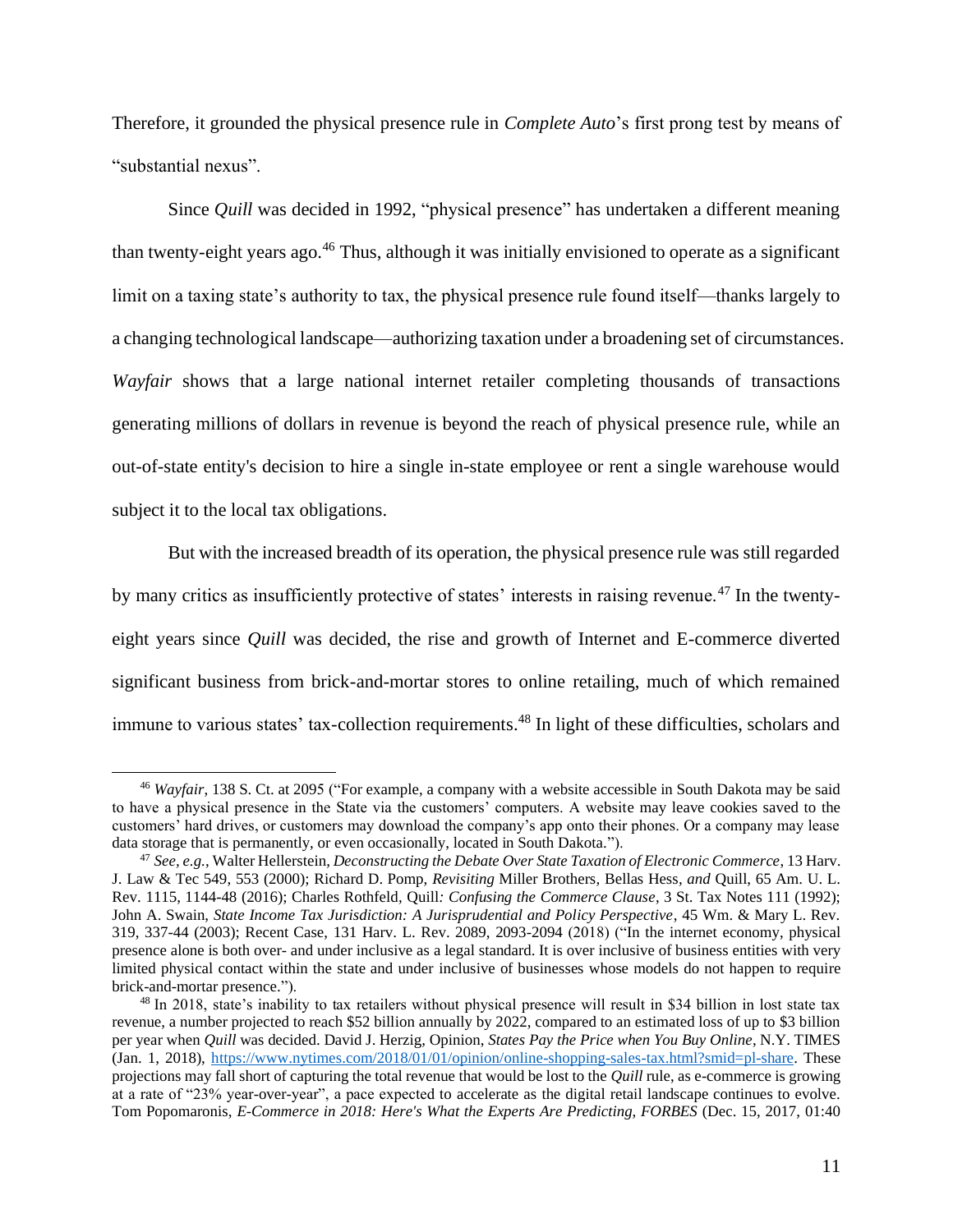Therefore, it grounded the physical presence rule in *Complete Auto*'s first prong test by means of "substantial nexus".

Since *Quill* was decided in 1992, "physical presence" has undertaken a different meaning than twenty-eight years ago.[46] Thus, although it was initially envisioned to operate as a significant limit on a taxing state's authority to tax, the physical presence rule found itself—thanks largely to a changing technological landscape—authorizing taxation under a broadening set of circumstances. *Wayfair* shows that a large national internet retailer completing thousands of transactions generating millions of dollars in revenue is beyond the reach of physical presence rule, while an out-of-state entity's decision to hire a single in-state employee or rent a single warehouse would subject it to the local tax obligations.

But with the increased breadth of its operation, the physical presence rule was still regarded by many critics as insufficiently protective of states' interests in raising revenue.[47] In the twenty-eight years since *Quill* was decided, the rise and growth of Internet and E-commerce diverted significant business from brick-and-mortar stores to online retailing, much of which remained immune to various states' tax-collection requirements.[48] In light of these difficulties, scholars and

---

[46] *Wayfair*, 138 S. Ct. at 2095 ("For example, a company with a website accessible in South Dakota may be said to have a physical presence in the State via the customers' computers. A website may leave cookies saved to the customers' hard drives, or customers may download the company's app onto their phones. Or a company may lease data storage that is permanently, or even occasionally, located in South Dakota.").

[47] *See, e.g.*, Walter Hellerstein, *Deconstructing the Debate Over State Taxation of Electronic Commerce*, 13 Harv. J. Law & Tec 549, 553 (2000); Richard D. Pomp, *Revisiting* Miller Brothers, Bellas Hess, *and* Quill, 65 Am. U. L. Rev. 1115, 1144-48 (2016); Charles Rothfeld, Quill*: Confusing the Commerce Clause*, 3 St. Tax Notes 111 (1992); John A. Swain, *State Income Tax Jurisdiction: A Jurisprudential and Policy Perspective*, 45 Wm. & Mary L. Rev. 319, 337-44 (2003); Recent Case, 131 Harv. L. Rev. 2089, 2093-2094 (2018) ("In the internet economy, physical presence alone is both over- and under inclusive as a legal standard. It is over inclusive of business entities with very limited physical contact within the state and under inclusive of businesses whose models do not happen to require brick-and-mortar presence.").

[48] In 2018, state's inability to tax retailers without physical presence will result in $34 billion in lost state tax revenue, a number projected to reach $52 billion annually by 2022, compared to an estimated loss of up to $3 billion per year when *Quill* was decided. David J. Herzig, Opinion, *States Pay the Price when You Buy Online*, N.Y. TIMES (Jan. 1, 2018), https://www.nytimes.com/2018/01/01/opinion/online-shopping-sales-tax.html?smid=pl-share. These projections may fall short of capturing the total revenue that would be lost to the *Quill* rule, as e-commerce is growing at a rate of "23% year-over-year", a pace expected to accelerate as the digital retail landscape continues to evolve. Tom Popomaronis, *E-Commerce in 2018: Here's What the Experts Are Predicting, FORBES* (Dec. 15, 2017, 01:40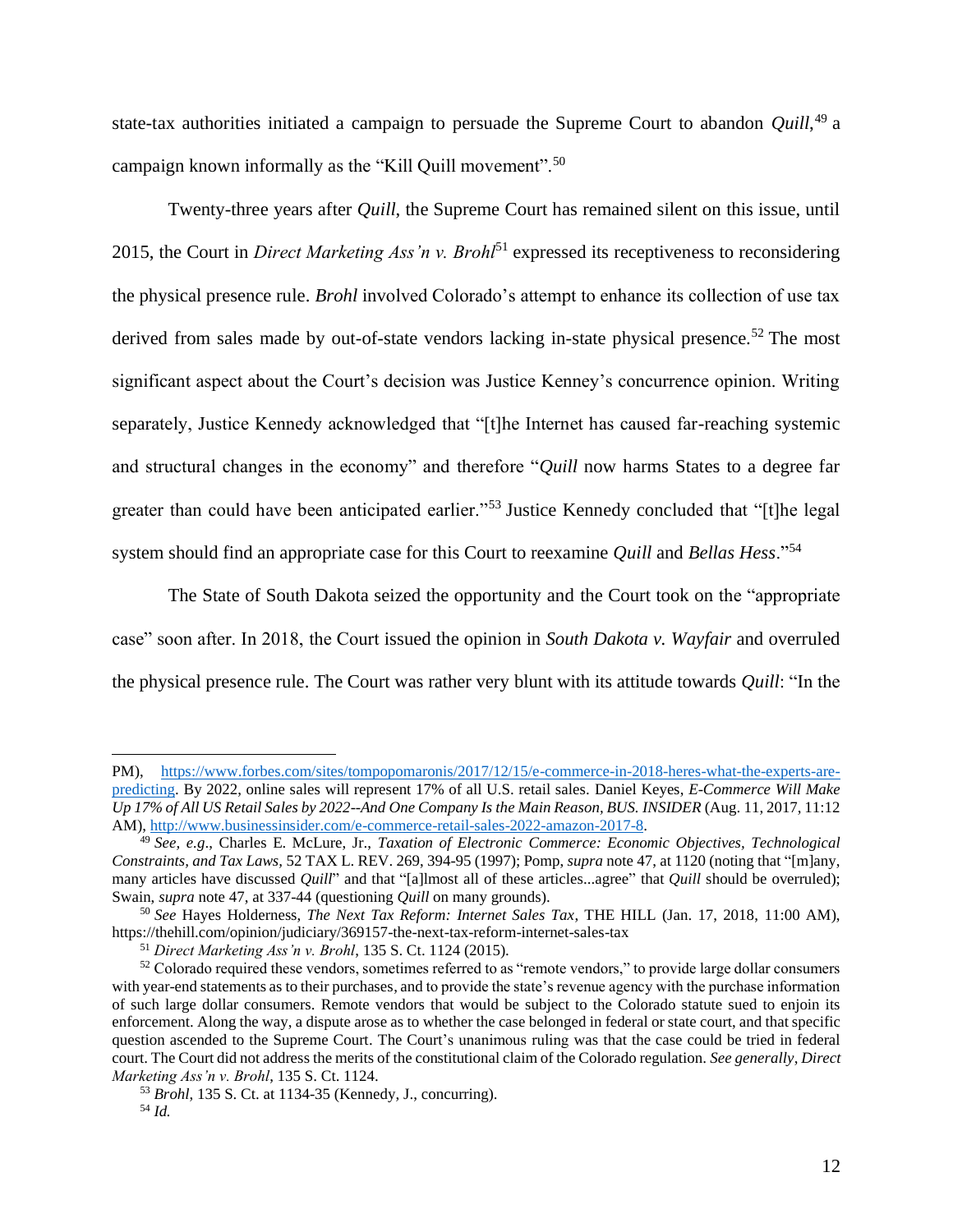state-tax authorities initiated a campaign to persuade the Supreme Court to abandon *Quill*,[49] a campaign known informally as the "Kill Quill movement".[50]

Twenty-three years after *Quill*, the Supreme Court has remained silent on this issue, until 2015, the Court in *Direct Marketing Ass'n v. Brohl*[51] expressed its receptiveness to reconsidering the physical presence rule. *Brohl* involved Colorado's attempt to enhance its collection of use tax derived from sales made by out-of-state vendors lacking in-state physical presence.[52] The most significant aspect about the Court's decision was Justice Kenney's concurrence opinion. Writing separately, Justice Kennedy acknowledged that "[t]he Internet has caused far-reaching systemic and structural changes in the economy" and therefore "*Quill* now harms States to a degree far greater than could have been anticipated earlier."[53] Justice Kennedy concluded that "[t]he legal system should find an appropriate case for this Court to reexamine *Quill* and *Bellas Hess*."[54]

The State of South Dakota seized the opportunity and the Court took on the "appropriate case" soon after. In 2018, the Court issued the opinion in *South Dakota v. Wayfair* and overruled the physical presence rule. The Court was rather very blunt with its attitude towards *Quill*: "In the

---

PM), https://www.forbes.com/sites/tompopomaronis/2017/12/15/e-commerce-in-2018-heres-what-the-experts-are-predicting. By 2022, online sales will represent 17% of all U.S. retail sales. Daniel Keyes, *E-Commerce Will Make Up 17% of All US Retail Sales by 2022--And One Company Is the Main Reason, BUS. INSIDER* (Aug. 11, 2017, 11:12 AM), http://www.businessinsider.com/e-commerce-retail-sales-2022-amazon-2017-8.

[49] *See, e.g*., Charles E. McLure, Jr., *Taxation of Electronic Commerce: Economic Objectives, Technological Constraints, and Tax Laws,* 52 TAX L. REV. 269, 394-95 (1997); Pomp, *supra* note 47, at 1120 (noting that "[m]any, many articles have discussed *Quill*" and that "[a]lmost all of these articles...agree" that *Quill* should be overruled); Swain, *supra* note 47, at 337-44 (questioning *Quill* on many grounds).

[50] *See* Hayes Holderness, *The Next Tax Reform: Internet Sales Tax*, THE HILL (Jan. 17, 2018, 11:00 AM), https://thehill.com/opinion/judiciary/369157-the-next-tax-reform-internet-sales-tax

[51] *Direct Marketing Ass'n v. Brohl*, 135 S. Ct. 1124 (2015).

[52] Colorado required these vendors, sometimes referred to as "remote vendors," to provide large dollar consumers with year-end statements as to their purchases, and to provide the state's revenue agency with the purchase information of such large dollar consumers. Remote vendors that would be subject to the Colorado statute sued to enjoin its enforcement. Along the way, a dispute arose as to whether the case belonged in federal or state court, and that specific question ascended to the Supreme Court. The Court's unanimous ruling was that the case could be tried in federal court. The Court did not address the merits of the constitutional claim of the Colorado regulation. *See generally*, *Direct Marketing Ass'n v. Brohl*, 135 S. Ct. 1124.

[53] *Brohl*, 135 S. Ct. at 1134-35 (Kennedy, J., concurring).

[54] *Id.*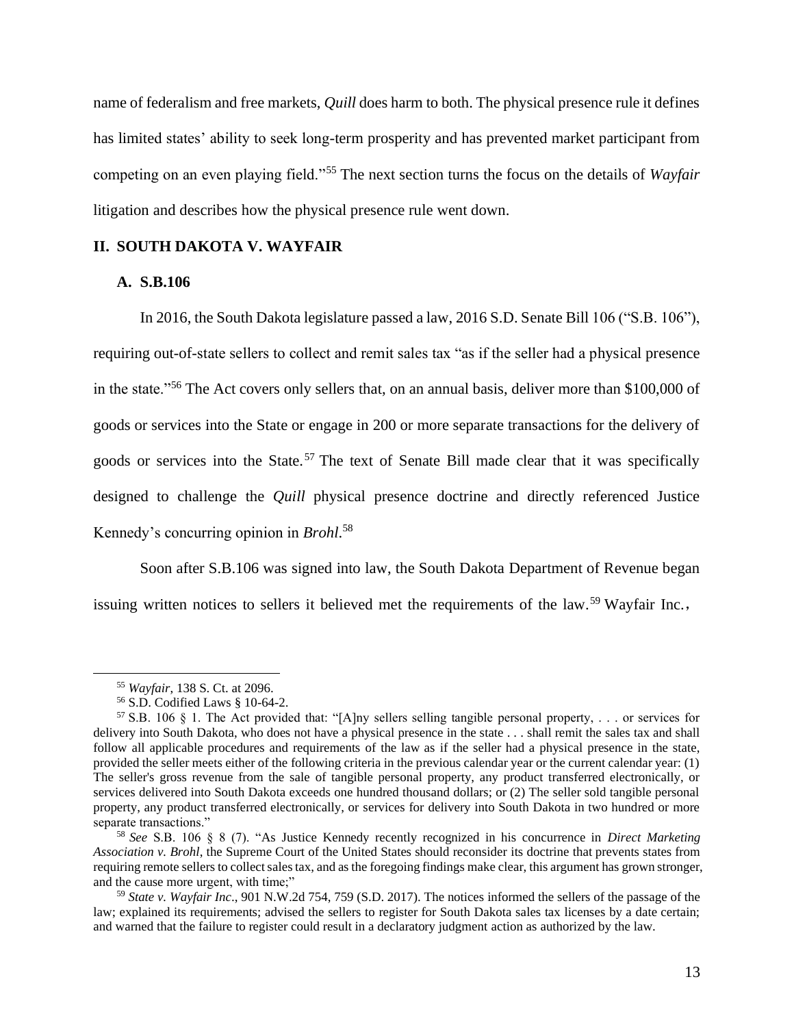name of federalism and free markets, *Quill* does harm to both. The physical presence rule it defines has limited states' ability to seek long-term prosperity and has prevented market participant from competing on an even playing field."[55] The next section turns the focus on the details of *Wayfair* litigation and describes how the physical presence rule went down.

## II. SOUTH DAKOTA V. WAYFAIR

### A. S.B.106

In 2016, the South Dakota legislature passed a law, 2016 S.D. Senate Bill 106 ("S.B. 106"), requiring out-of-state sellers to collect and remit sales tax "as if the seller had a physical presence in the state."[56] The Act covers only sellers that, on an annual basis, deliver more than $100,000 of goods or services into the State or engage in 200 or more separate transactions for the delivery of goods or services into the State.[57] The text of Senate Bill made clear that it was specifically designed to challenge the *Quill* physical presence doctrine and directly referenced Justice Kennedy's concurring opinion in *Brohl*.[58]

Soon after S.B.106 was signed into law, the South Dakota Department of Revenue began issuing written notices to sellers it believed met the requirements of the law.[59] Wayfair Inc.,

---

[55] *Wayfair*, 138 S. Ct. at 2096.

[56] S.D. Codified Laws § 10-64-2.

[57] S.B. 106 § 1. The Act provided that: "[A]ny sellers selling tangible personal property, . . . or services for delivery into South Dakota, who does not have a physical presence in the state . . . shall remit the sales tax and shall follow all applicable procedures and requirements of the law as if the seller had a physical presence in the state, provided the seller meets either of the following criteria in the previous calendar year or the current calendar year: (1) The seller's gross revenue from the sale of tangible personal property, any product transferred electronically, or services delivered into South Dakota exceeds one hundred thousand dollars; or (2) The seller sold tangible personal property, any product transferred electronically, or services for delivery into South Dakota in two hundred or more separate transactions."

[58] *See* S.B. 106 § 8 (7). "As Justice Kennedy recently recognized in his concurrence in *Direct Marketing Association v. Brohl*, the Supreme Court of the United States should reconsider its doctrine that prevents states from requiring remote sellers to collect sales tax, and as the foregoing findings make clear, this argument has grown stronger, and the cause more urgent, with time;"

[59] *State v. Wayfair Inc*., 901 N.W.2d 754, 759 (S.D. 2017). The notices informed the sellers of the passage of the law; explained its requirements; advised the sellers to register for South Dakota sales tax licenses by a date certain; and warned that the failure to register could result in a declaratory judgment action as authorized by the law.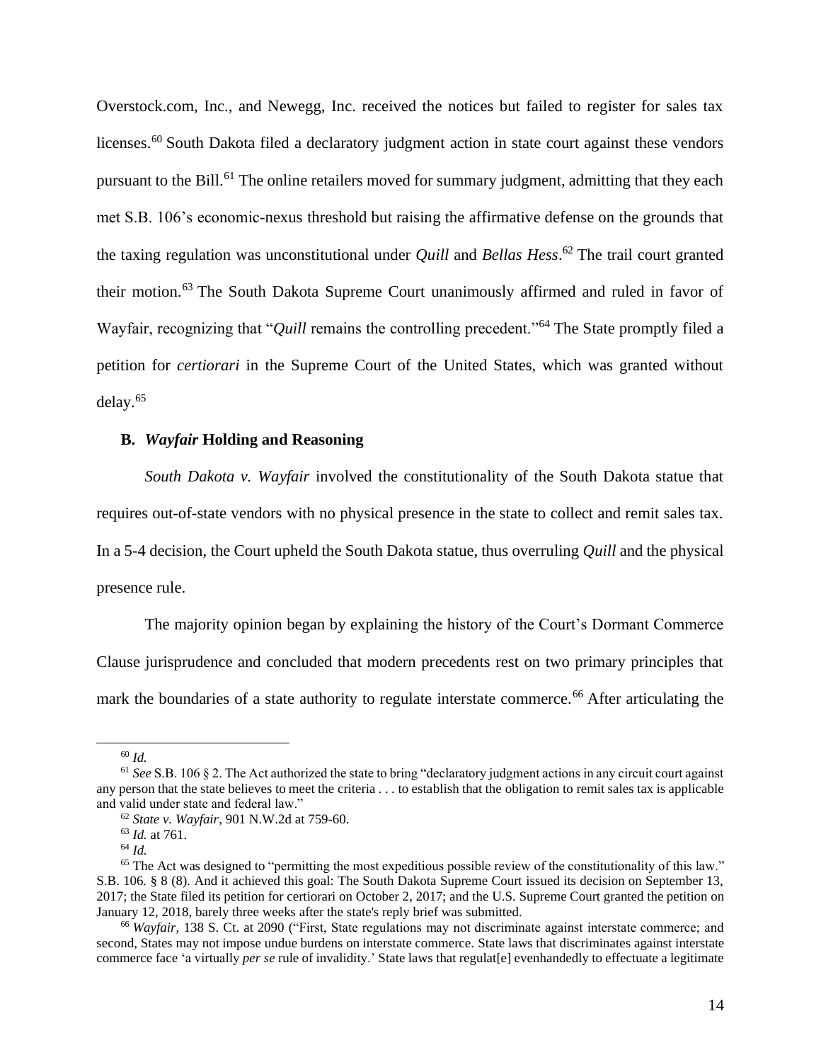Overstock.com, Inc., and Newegg, Inc. received the notices but failed to register for sales tax licenses.[60] South Dakota filed a declaratory judgment action in state court against these vendors pursuant to the Bill.[61] The online retailers moved for summary judgment, admitting that they each met S.B. 106's economic-nexus threshold but raising the affirmative defense on the grounds that the taxing regulation was unconstitutional under *Quill* and *Bellas Hess*.[62] The trail court granted their motion.[63] The South Dakota Supreme Court unanimously affirmed and ruled in favor of Wayfair, recognizing that "*Quill* remains the controlling precedent."[64] The State promptly filed a petition for *certiorari* in the Supreme Court of the United States, which was granted without delay.[65]

### B. *Wayfair* Holding and Reasoning

*South Dakota v. Wayfair* involved the constitutionality of the South Dakota statue that requires out-of-state vendors with no physical presence in the state to collect and remit sales tax. In a 5-4 decision, the Court upheld the South Dakota statue, thus overruling *Quill* and the physical presence rule.

The majority opinion began by explaining the history of the Court's Dormant Commerce Clause jurisprudence and concluded that modern precedents rest on two primary principles that mark the boundaries of a state authority to regulate interstate commerce.[66] After articulating the

---

[60] *Id.*

[61] *See* S.B. 106 § 2. The Act authorized the state to bring "declaratory judgment actions in any circuit court against any person that the state believes to meet the criteria . . . to establish that the obligation to remit sales tax is applicable and valid under state and federal law."

[62] *State v. Wayfair*, 901 N.W.2d at 759-60.

[63] *Id.* at 761.

[64] *Id.*

[65] The Act was designed to "permitting the most expeditious possible review of the constitutionality of this law." S.B. 106. § 8 (8). And it achieved this goal: The South Dakota Supreme Court issued its decision on September 13, 2017; the State filed its petition for certiorari on October 2, 2017; and the U.S. Supreme Court granted the petition on January 12, 2018, barely three weeks after the state's reply brief was submitted.

[66] *Wayfair*, 138 S. Ct. at 2090 ("First, State regulations may not discriminate against interstate commerce; and second, States may not impose undue burdens on interstate commerce. State laws that discriminates against interstate commerce face 'a virtually *per se* rule of invalidity.' State laws that regulat[e] evenhandedly to effectuate a legitimate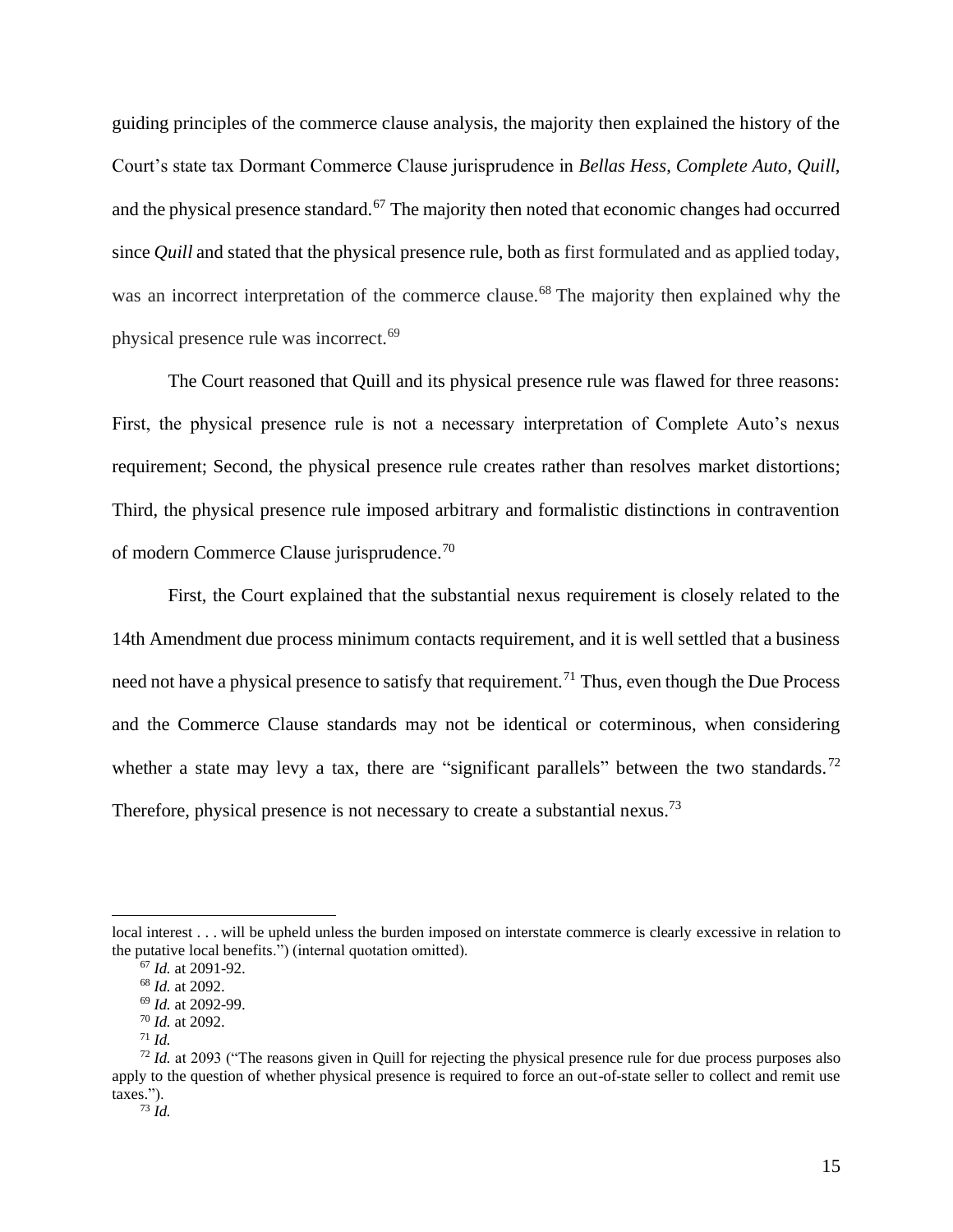guiding principles of the commerce clause analysis, the majority then explained the history of the Court's state tax Dormant Commerce Clause jurisprudence in *Bellas Hess*, *Complete Auto*, *Quill*, and the physical presence standard.[67] The majority then noted that economic changes had occurred since *Quill* and stated that the physical presence rule, both as first formulated and as applied today, was an incorrect interpretation of the commerce clause.[68] The majority then explained why the physical presence rule was incorrect.[69]

The Court reasoned that Quill and its physical presence rule was flawed for three reasons: First, the physical presence rule is not a necessary interpretation of Complete Auto's nexus requirement; Second, the physical presence rule creates rather than resolves market distortions; Third, the physical presence rule imposed arbitrary and formalistic distinctions in contravention of modern Commerce Clause jurisprudence.[70]

First, the Court explained that the substantial nexus requirement is closely related to the 14th Amendment due process minimum contacts requirement, and it is well settled that a business need not have a physical presence to satisfy that requirement.[71] Thus, even though the Due Process and the Commerce Clause standards may not be identical or coterminous, when considering whether a state may levy a tax, there are "significant parallels" between the two standards.[72] Therefore, physical presence is not necessary to create a substantial nexus.[73]

---

local interest . . . will be upheld unless the burden imposed on interstate commerce is clearly excessive in relation to the putative local benefits.") (internal quotation omitted).

[67] *Id.* at 2091-92.

[68] *Id.* at 2092.

[69] *Id.* at 2092-99.

[70] *Id.* at 2092.

[71] *Id.*

[72] *Id.* at 2093 ("The reasons given in Quill for rejecting the physical presence rule for due process purposes also apply to the question of whether physical presence is required to force an out-of-state seller to collect and remit use taxes.").

[73] *Id.*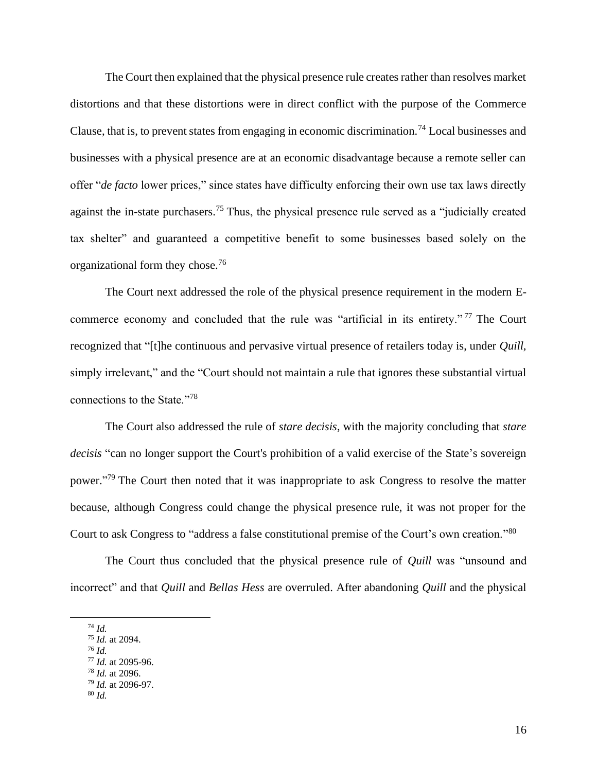The Court then explained that the physical presence rule creates rather than resolves market distortions and that these distortions were in direct conflict with the purpose of the Commerce Clause, that is, to prevent states from engaging in economic discrimination.[74] Local businesses and businesses with a physical presence are at an economic disadvantage because a remote seller can offer "*de facto* lower prices," since states have difficulty enforcing their own use tax laws directly against the in-state purchasers.[75] Thus, the physical presence rule served as a "judicially created tax shelter" and guaranteed a competitive benefit to some businesses based solely on the organizational form they chose.[76]

The Court next addressed the role of the physical presence requirement in the modern E-commerce economy and concluded that the rule was "artificial in its entirety."[77] The Court recognized that "[t]he continuous and pervasive virtual presence of retailers today is, under *Quill*, simply irrelevant," and the "Court should not maintain a rule that ignores these substantial virtual connections to the State."[78]

The Court also addressed the rule of *stare decisis*, with the majority concluding that *stare decisis* "can no longer support the Court's prohibition of a valid exercise of the State's sovereign power."[79] The Court then noted that it was inappropriate to ask Congress to resolve the matter because, although Congress could change the physical presence rule, it was not proper for the Court to ask Congress to "address a false constitutional premise of the Court's own creation."[80]

The Court thus concluded that the physical presence rule of *Quill* was "unsound and incorrect" and that *Quill* and *Bellas Hess* are overruled. After abandoning *Quill* and the physical

---

[74] *Id.*
[75] *Id.* at 2094.
[76] *Id.*
[77] *Id.* at 2095-96.
[78] *Id.* at 2096.
[79] *Id.* at 2096-97.
[80] *Id.*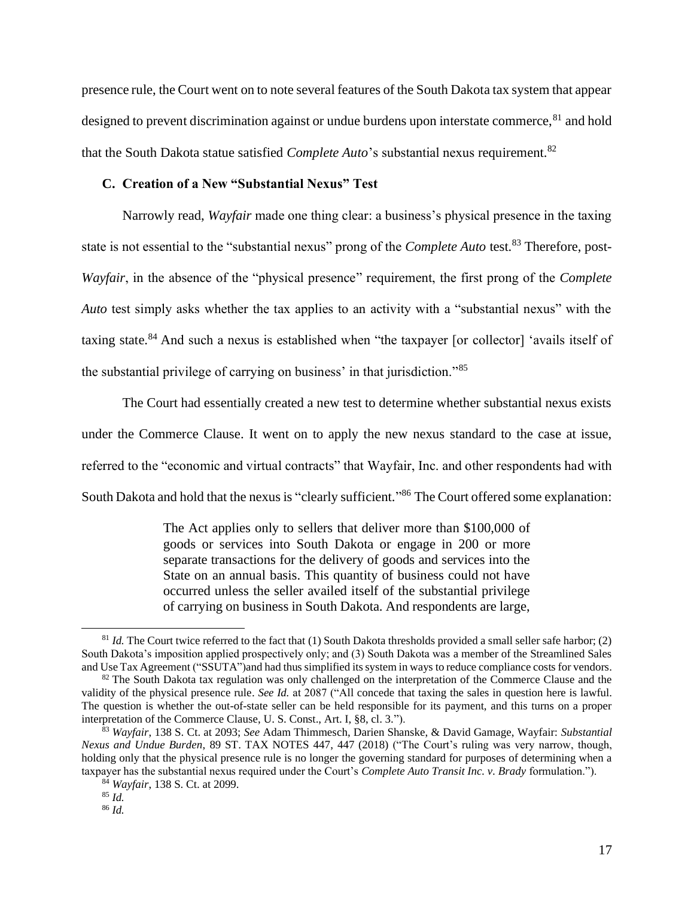presence rule, the Court went on to note several features of the South Dakota tax system that appear designed to prevent discrimination against or undue burdens upon interstate commerce,[81] and hold that the South Dakota statue satisfied *Complete Auto*'s substantial nexus requirement.[82]

### C. Creation of a New "Substantial Nexus" Test

Narrowly read, *Wayfair* made one thing clear: a business's physical presence in the taxing state is not essential to the "substantial nexus" prong of the *Complete Auto* test.[83] Therefore, post-*Wayfair*, in the absence of the "physical presence" requirement, the first prong of the *Complete Auto* test simply asks whether the tax applies to an activity with a "substantial nexus" with the taxing state.[84] And such a nexus is established when "the taxpayer [or collector] 'avails itself of the substantial privilege of carrying on business' in that jurisdiction."[85]

The Court had essentially created a new test to determine whether substantial nexus exists under the Commerce Clause. It went on to apply the new nexus standard to the case at issue, referred to the "economic and virtual contracts" that Wayfair, Inc. and other respondents had with South Dakota and hold that the nexus is "clearly sufficient."[86] The Court offered some explanation:

> The Act applies only to sellers that deliver more than $100,000 of goods or services into South Dakota or engage in 200 or more separate transactions for the delivery of goods and services into the State on an annual basis. This quantity of business could not have occurred unless the seller availed itself of the substantial privilege of carrying on business in South Dakota. And respondents are large,

---

[81] *Id.* The Court twice referred to the fact that (1) South Dakota thresholds provided a small seller safe harbor; (2) South Dakota's imposition applied prospectively only; and (3) South Dakota was a member of the Streamlined Sales and Use Tax Agreement ("SSUTA")and had thus simplified its system in ways to reduce compliance costs for vendors.

[82] The South Dakota tax regulation was only challenged on the interpretation of the Commerce Clause and the validity of the physical presence rule. *See Id.* at 2087 ("All concede that taxing the sales in question here is lawful. The question is whether the out-of-state seller can be held responsible for its payment, and this turns on a proper interpretation of the Commerce Clause, U. S. Const., Art. I, §8, cl. 3.").

[83] *Wayfair*, 138 S. Ct. at 2093; *See* Adam Thimmesch, Darien Shanske, & David Gamage, Wayfair: *Substantial Nexus and Undue Burden*, 89 ST. TAX NOTES 447, 447 (2018) ("The Court's ruling was very narrow, though, holding only that the physical presence rule is no longer the governing standard for purposes of determining when a taxpayer has the substantial nexus required under the Court's *Complete Auto Transit Inc. v. Brady* formulation.").

[84] *Wayfair*, 138 S. Ct. at 2099.

[85] *Id.*

[86] *Id.*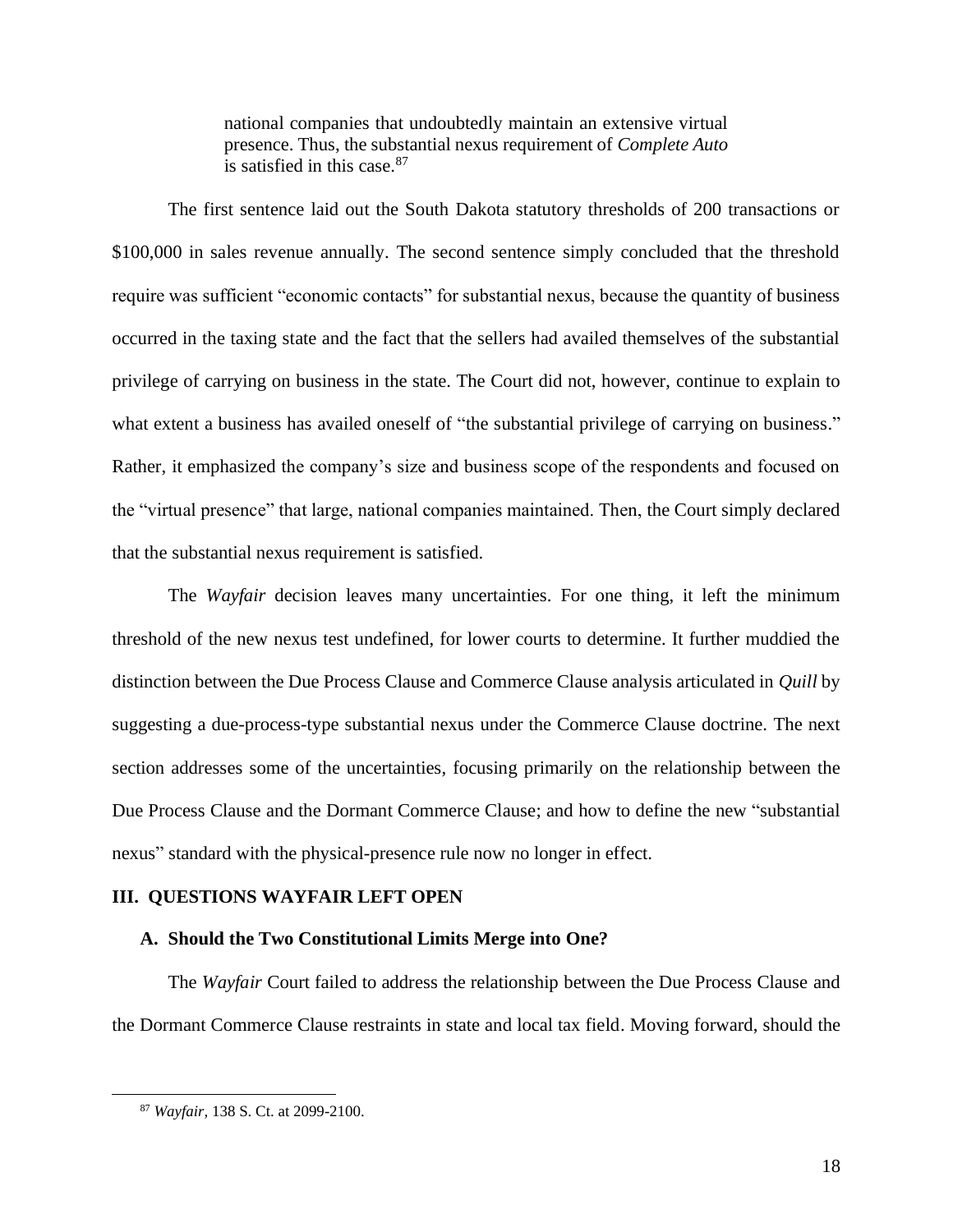> national companies that undoubtedly maintain an extensive virtual presence. Thus, the substantial nexus requirement of *Complete Auto* is satisfied in this case.[87]

The first sentence laid out the South Dakota statutory thresholds of 200 transactions or $100,000 in sales revenue annually. The second sentence simply concluded that the threshold require was sufficient "economic contacts" for substantial nexus, because the quantity of business occurred in the taxing state and the fact that the sellers had availed themselves of the substantial privilege of carrying on business in the state. The Court did not, however, continue to explain to what extent a business has availed oneself of "the substantial privilege of carrying on business." Rather, it emphasized the company's size and business scope of the respondents and focused on the "virtual presence" that large, national companies maintained. Then, the Court simply declared that the substantial nexus requirement is satisfied.

The *Wayfair* decision leaves many uncertainties. For one thing, it left the minimum threshold of the new nexus test undefined, for lower courts to determine. It further muddied the distinction between the Due Process Clause and Commerce Clause analysis articulated in *Quill* by suggesting a due-process-type substantial nexus under the Commerce Clause doctrine. The next section addresses some of the uncertainties, focusing primarily on the relationship between the Due Process Clause and the Dormant Commerce Clause; and how to define the new "substantial nexus" standard with the physical-presence rule now no longer in effect.

## III. QUESTIONS WAYFAIR LEFT OPEN

### A. Should the Two Constitutional Limits Merge into One?

The *Wayfair* Court failed to address the relationship between the Due Process Clause and the Dormant Commerce Clause restraints in state and local tax field. Moving forward, should the

---

[87] *Wayfair*, 138 S. Ct. at 2099-2100.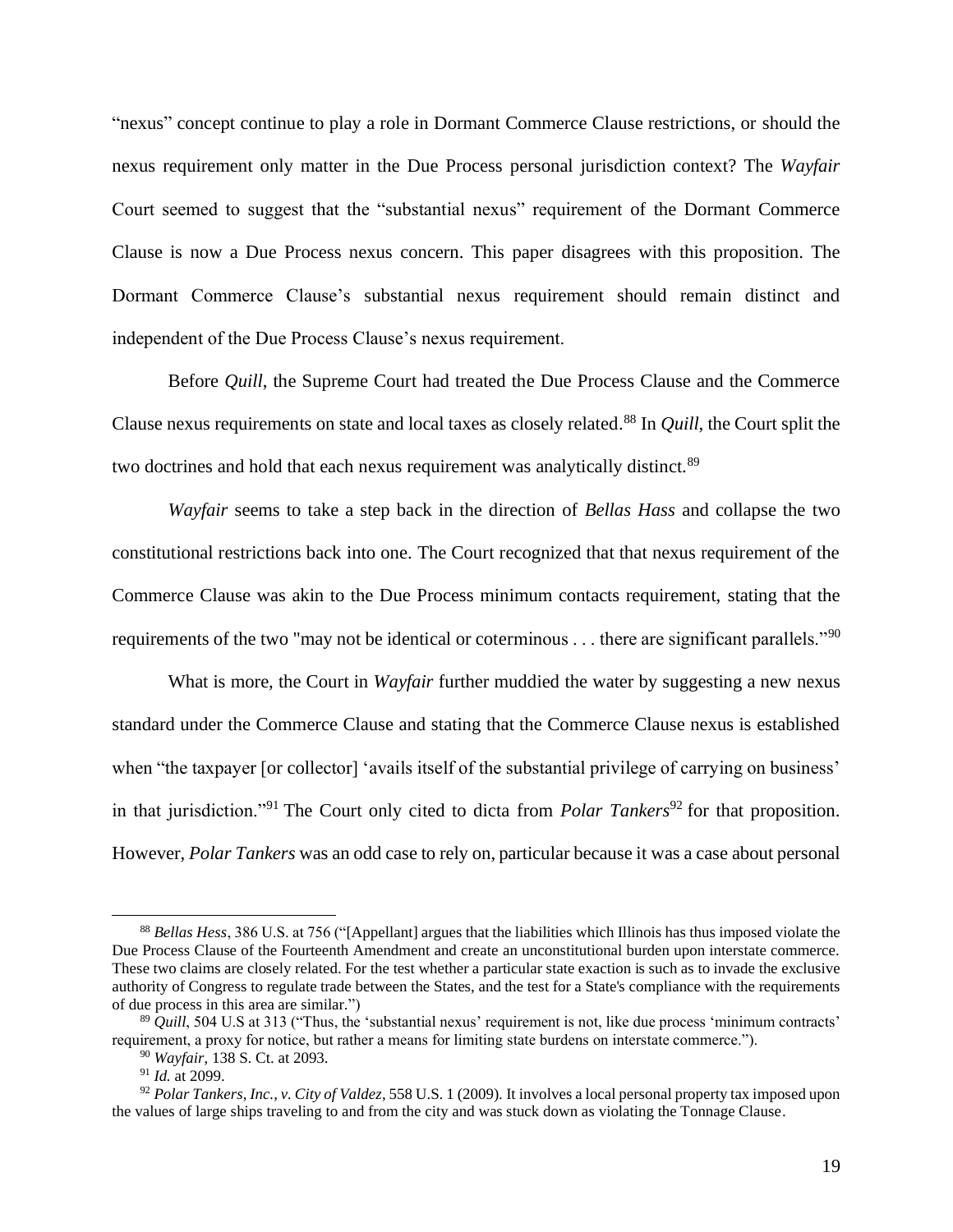"nexus" concept continue to play a role in Dormant Commerce Clause restrictions, or should the nexus requirement only matter in the Due Process personal jurisdiction context? The *Wayfair* Court seemed to suggest that the "substantial nexus" requirement of the Dormant Commerce Clause is now a Due Process nexus concern. This paper disagrees with this proposition. The Dormant Commerce Clause's substantial nexus requirement should remain distinct and independent of the Due Process Clause's nexus requirement.

Before *Quill*, the Supreme Court had treated the Due Process Clause and the Commerce Clause nexus requirements on state and local taxes as closely related.[88] In *Quill*, the Court split the two doctrines and hold that each nexus requirement was analytically distinct.[89]

*Wayfair* seems to take a step back in the direction of *Bellas Hass* and collapse the two constitutional restrictions back into one. The Court recognized that that nexus requirement of the Commerce Clause was akin to the Due Process minimum contacts requirement, stating that the requirements of the two "may not be identical or coterminous . . . there are significant parallels."[90]

What is more, the Court in *Wayfair* further muddied the water by suggesting a new nexus standard under the Commerce Clause and stating that the Commerce Clause nexus is established when "the taxpayer [or collector] 'avails itself of the substantial privilege of carrying on business' in that jurisdiction."[91] The Court only cited to dicta from *Polar Tankers*[92] for that proposition. However, *Polar Tankers* was an odd case to rely on, particular because it was a case about personal

---

[88] *Bellas Hess*, 386 U.S. at 756 ("[Appellant] argues that the liabilities which Illinois has thus imposed violate the Due Process Clause of the Fourteenth Amendment and create an unconstitutional burden upon interstate commerce. These two claims are closely related. For the test whether a particular state exaction is such as to invade the exclusive authority of Congress to regulate trade between the States, and the test for a State's compliance with the requirements of due process in this area are similar.")

[89] *Quill*, 504 U.S at 313 ("Thus, the 'substantial nexus' requirement is not, like due process 'minimum contracts' requirement, a proxy for notice, but rather a means for limiting state burdens on interstate commerce.").

[90] *Wayfair*, 138 S. Ct. at 2093.

[91] *Id.* at 2099.

[92] *Polar Tankers, Inc., v. City of Valdez*, 558 U.S. 1 (2009). It involves a local personal property tax imposed upon the values of large ships traveling to and from the city and was stuck down as violating the Tonnage Clause.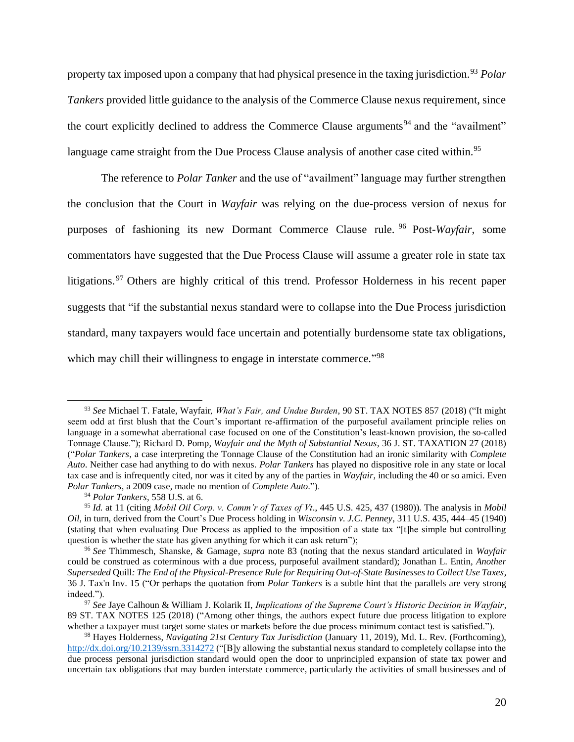property tax imposed upon a company that had physical presence in the taxing jurisdiction.[93] *Polar Tankers* provided little guidance to the analysis of the Commerce Clause nexus requirement, since the court explicitly declined to address the Commerce Clause arguments[94] and the "availment" language came straight from the Due Process Clause analysis of another case cited within.[95]

The reference to *Polar Tanker* and the use of "availment" language may further strengthen the conclusion that the Court in *Wayfair* was relying on the due-process version of nexus for purposes of fashioning its new Dormant Commerce Clause rule.[96] Post-*Wayfair*, some commentators have suggested that the Due Process Clause will assume a greater role in state tax litigations.[97] Others are highly critical of this trend. Professor Holderness in his recent paper suggests that "if the substantial nexus standard were to collapse into the Due Process jurisdiction standard, many taxpayers would face uncertain and potentially burdensome state tax obligations, which may chill their willingness to engage in interstate commerce."[98]

---

[93] *See* Michael T. Fatale, Wayfair*, What's Fair, and Undue Burden*, 90 ST. TAX NOTES 857 (2018) ("It might seem odd at first blush that the Court's important re-affirmation of the purposeful availament principle relies on language in a somewhat aberrational case focused on one of the Constitution's least-known provision, the so-called Tonnage Clause."); Richard D. Pomp, *Wayfair and the Myth of Substantial Nexus*, 36 J. ST. TAXATION 27 (2018) ("*Polar Tankers*, a case interpreting the Tonnage Clause of the Constitution had an ironic similarity with *Complete Auto*. Neither case had anything to do with nexus. *Polar Tankers* has played no dispositive role in any state or local tax case and is infrequently cited, nor was it cited by any of the parties in *Wayfair*, including the 40 or so amici. Even *Polar Tankers*, a 2009 case, made no mention of *Complete Auto*.").

[94] *Polar Tankers*, 558 U.S. at 6.

[95] *Id.* at 11 (citing *Mobil Oil Corp. v. Comm'r of Taxes of Vt*., 445 U.S. 425, 437 (1980)). The analysis in *Mobil Oil*, in turn, derived from the Court's Due Process holding in *Wisconsin v. J.C. Penney*, 311 U.S. 435, 444–45 (1940) (stating that when evaluating Due Process as applied to the imposition of a state tax "[t]he simple but controlling question is whether the state has given anything for which it can ask return");

[96] *See* Thimmesch, Shanske, & Gamage, *supra* note 83 (noting that the nexus standard articulated in *Wayfair* could be construed as coterminous with a due process, purposeful availment standard); Jonathan L. Entin, *Another Superseded* Quill*: The End of the Physical-Presence Rule for Requiring Out-of-State Businesses to Collect Use Taxes*, 36 J. Tax'n Inv. 15 ("Or perhaps the quotation from *Polar Tankers* is a subtle hint that the parallels are very strong indeed.").

[97] *See* Jaye Calhoun & William J. Kolarik II, *Implications of the Supreme Court's Historic Decision in Wayfair*, 89 ST. TAX NOTES 125 (2018) ("Among other things, the authors expect future due process litigation to explore whether a taxpayer must target some states or markets before the due process minimum contact test is satisfied.").

[98] Hayes Holderness, *Navigating 21st Century Tax Jurisdiction* (January 11, 2019), Md. L. Rev. (Forthcoming), http://dx.doi.org/10.2139/ssrn.3314272 ("[B]y allowing the substantial nexus standard to completely collapse into the due process personal jurisdiction standard would open the door to unprincipled expansion of state tax power and uncertain tax obligations that may burden interstate commerce, particularly the activities of small businesses and of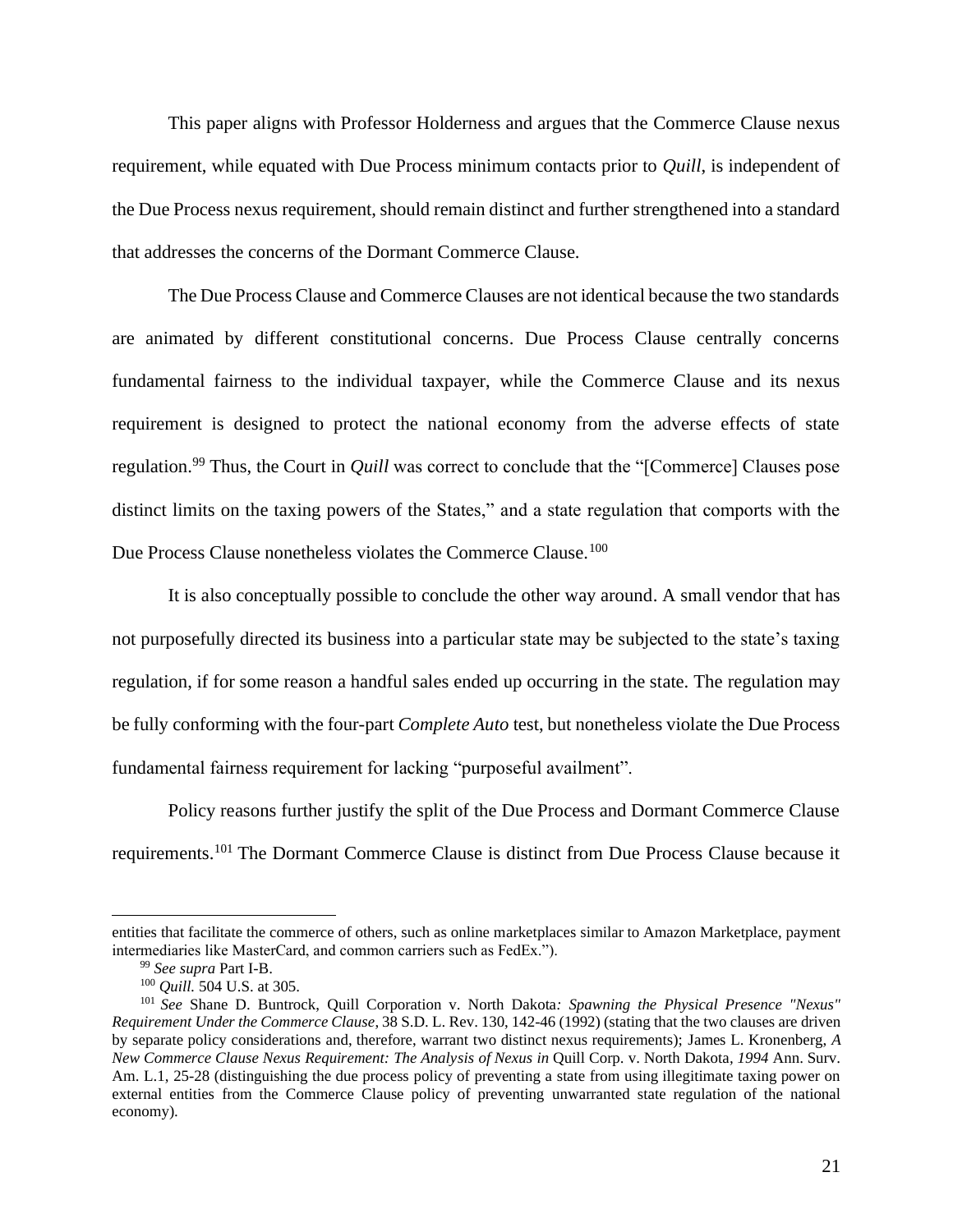This paper aligns with Professor Holderness and argues that the Commerce Clause nexus requirement, while equated with Due Process minimum contacts prior to *Quill*, is independent of the Due Process nexus requirement, should remain distinct and further strengthened into a standard that addresses the concerns of the Dormant Commerce Clause.

The Due Process Clause and Commerce Clauses are not identical because the two standards are animated by different constitutional concerns. Due Process Clause centrally concerns fundamental fairness to the individual taxpayer, while the Commerce Clause and its nexus requirement is designed to protect the national economy from the adverse effects of state regulation.[99] Thus, the Court in *Quill* was correct to conclude that the "[Commerce] Clauses pose distinct limits on the taxing powers of the States," and a state regulation that comports with the Due Process Clause nonetheless violates the Commerce Clause.[100]

It is also conceptually possible to conclude the other way around. A small vendor that has not purposefully directed its business into a particular state may be subjected to the state's taxing regulation, if for some reason a handful sales ended up occurring in the state. The regulation may be fully conforming with the four-part *Complete Auto* test, but nonetheless violate the Due Process fundamental fairness requirement for lacking "purposeful availment".

Policy reasons further justify the split of the Due Process and Dormant Commerce Clause requirements.[101] The Dormant Commerce Clause is distinct from Due Process Clause because it

---

entities that facilitate the commerce of others, such as online marketplaces similar to Amazon Marketplace, payment intermediaries like MasterCard, and common carriers such as FedEx.").

[99] *See supra* Part I-B.

[100] *Quill.* 504 U.S. at 305.

[101] *See* Shane D. Buntrock, Quill Corporation v. North Dakota*: Spawning the Physical Presence "Nexus" Requirement Under the Commerce Clause*, 38 S.D. L. Rev. 130, 142-46 (1992) (stating that the two clauses are driven by separate policy considerations and, therefore, warrant two distinct nexus requirements); James L. Kronenberg, *A New Commerce Clause Nexus Requirement: The Analysis of Nexus in* Quill Corp. v. North Dakota*, 1994* Ann. Surv. Am. L.1, 25-28 (distinguishing the due process policy of preventing a state from using illegitimate taxing power on external entities from the Commerce Clause policy of preventing unwarranted state regulation of the national economy).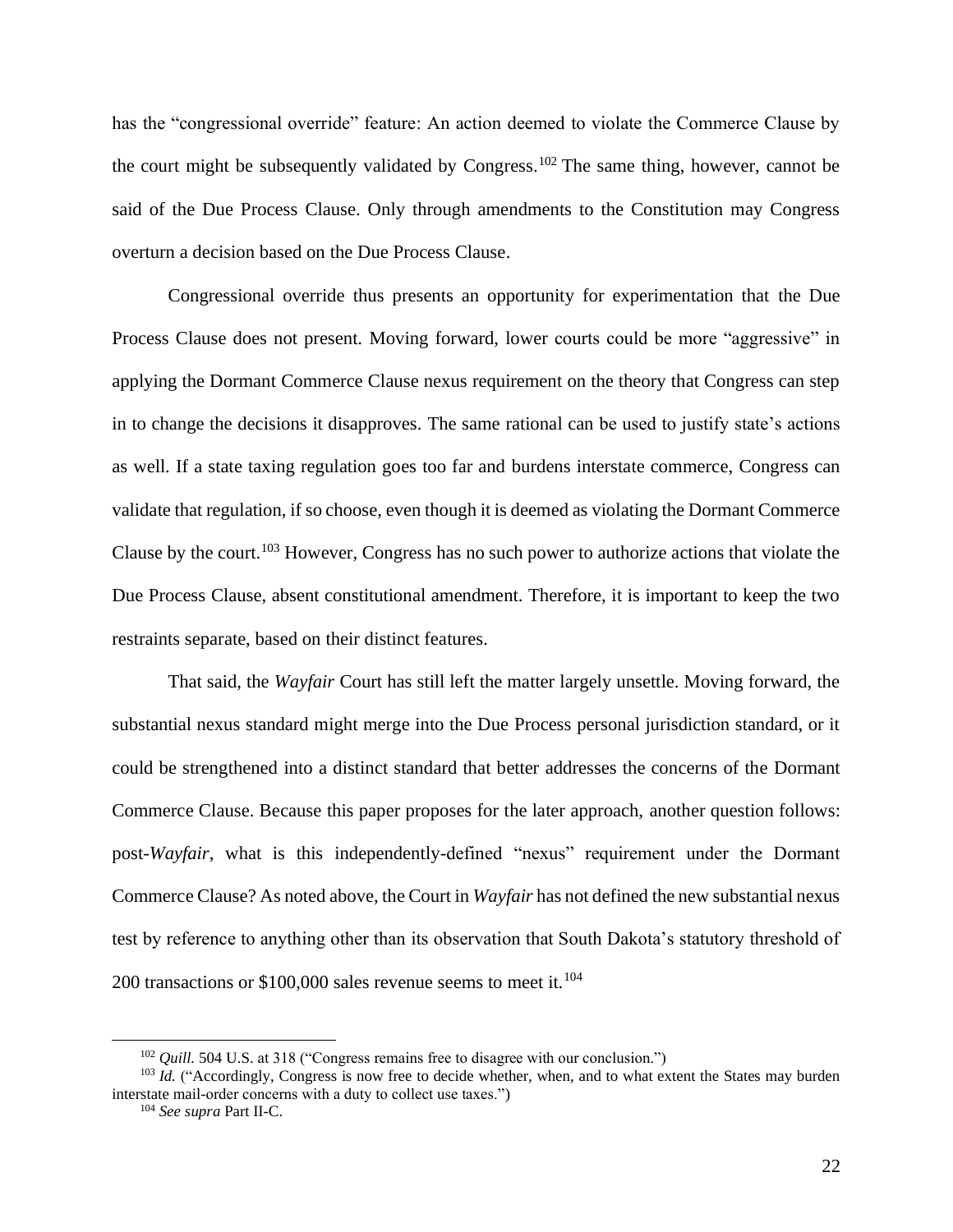has the "congressional override" feature: An action deemed to violate the Commerce Clause by the court might be subsequently validated by Congress.[102] The same thing, however, cannot be said of the Due Process Clause. Only through amendments to the Constitution may Congress overturn a decision based on the Due Process Clause.

Congressional override thus presents an opportunity for experimentation that the Due Process Clause does not present. Moving forward, lower courts could be more "aggressive" in applying the Dormant Commerce Clause nexus requirement on the theory that Congress can step in to change the decisions it disapproves. The same rational can be used to justify state's actions as well. If a state taxing regulation goes too far and burdens interstate commerce, Congress can validate that regulation, if so choose, even though it is deemed as violating the Dormant Commerce Clause by the court.[103] However, Congress has no such power to authorize actions that violate the Due Process Clause, absent constitutional amendment. Therefore, it is important to keep the two restraints separate, based on their distinct features.

That said, the *Wayfair* Court has still left the matter largely unsettle. Moving forward, the substantial nexus standard might merge into the Due Process personal jurisdiction standard, or it could be strengthened into a distinct standard that better addresses the concerns of the Dormant Commerce Clause. Because this paper proposes for the later approach, another question follows: post-*Wayfair*, what is this independently-defined "nexus" requirement under the Dormant Commerce Clause? As noted above, the Court in *Wayfair* has not defined the new substantial nexus test by reference to anything other than its observation that South Dakota's statutory threshold of 200 transactions or $100,000 sales revenue seems to meet it.[104]

---

[102] *Quill.* 504 U.S. at 318 ("Congress remains free to disagree with our conclusion.")

[103] *Id.* ("Accordingly, Congress is now free to decide whether, when, and to what extent the States may burden interstate mail-order concerns with a duty to collect use taxes.")

[104] *See supra* Part II-C.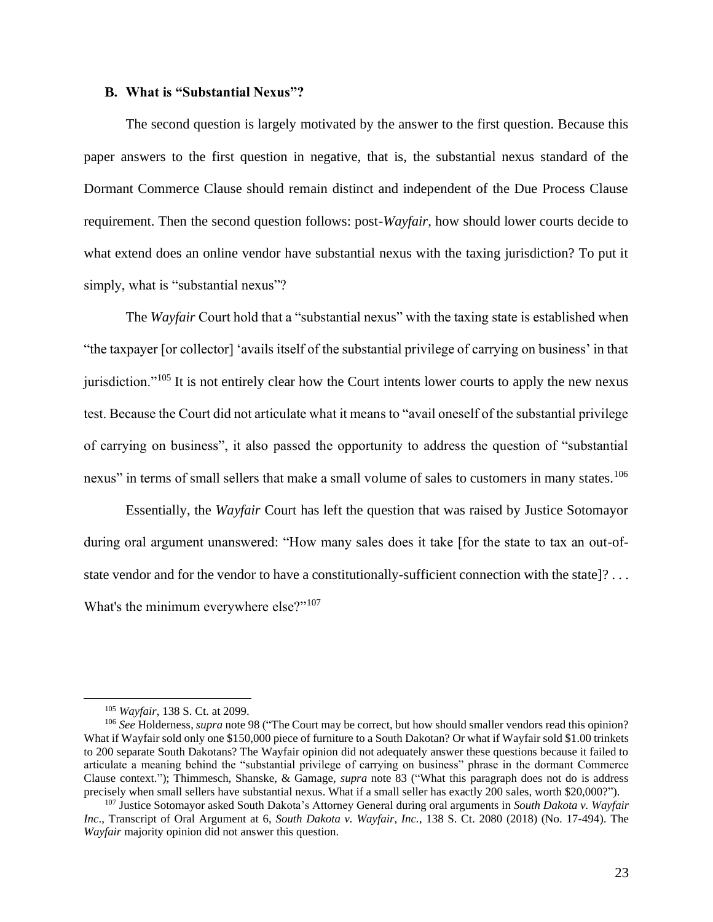### B. What is "Substantial Nexus"?

The second question is largely motivated by the answer to the first question. Because this paper answers to the first question in negative, that is, the substantial nexus standard of the Dormant Commerce Clause should remain distinct and independent of the Due Process Clause requirement. Then the second question follows: post-*Wayfair*, how should lower courts decide to what extend does an online vendor have substantial nexus with the taxing jurisdiction? To put it simply, what is "substantial nexus"?

The *Wayfair* Court hold that a "substantial nexus" with the taxing state is established when "the taxpayer [or collector] 'avails itself of the substantial privilege of carrying on business' in that jurisdiction."[105] It is not entirely clear how the Court intents lower courts to apply the new nexus test. Because the Court did not articulate what it means to "avail oneself of the substantial privilege of carrying on business", it also passed the opportunity to address the question of "substantial nexus" in terms of small sellers that make a small volume of sales to customers in many states.[106]

Essentially, the *Wayfair* Court has left the question that was raised by Justice Sotomayor during oral argument unanswered: "How many sales does it take [for the state to tax an out-of-state vendor and for the vendor to have a constitutionally-sufficient connection with the state]? . . . What's the minimum everywhere else?"[107]

---

[105] *Wayfair*, 138 S. Ct. at 2099.

[106] *See* Holderness, *supra* note 98 ("The Court may be correct, but how should smaller vendors read this opinion? What if Wayfair sold only one $150,000 piece of furniture to a South Dakotan? Or what if Wayfair sold $1.00 trinkets to 200 separate South Dakotans? The Wayfair opinion did not adequately answer these questions because it failed to articulate a meaning behind the "substantial privilege of carrying on business" phrase in the dormant Commerce Clause context."); Thimmesch, Shanske, & Gamage, *supra* note 83 ("What this paragraph does not do is address precisely when small sellers have substantial nexus. What if a small seller has exactly 200 sales, worth $20,000?").

[107] Justice Sotomayor asked South Dakota's Attorney General during oral arguments in *South Dakota v. Wayfair Inc*., Transcript of Oral Argument at 6, *South Dakota v. Wayfair, Inc.*, 138 S. Ct. 2080 (2018) (No. 17-494). The *Wayfair* majority opinion did not answer this question.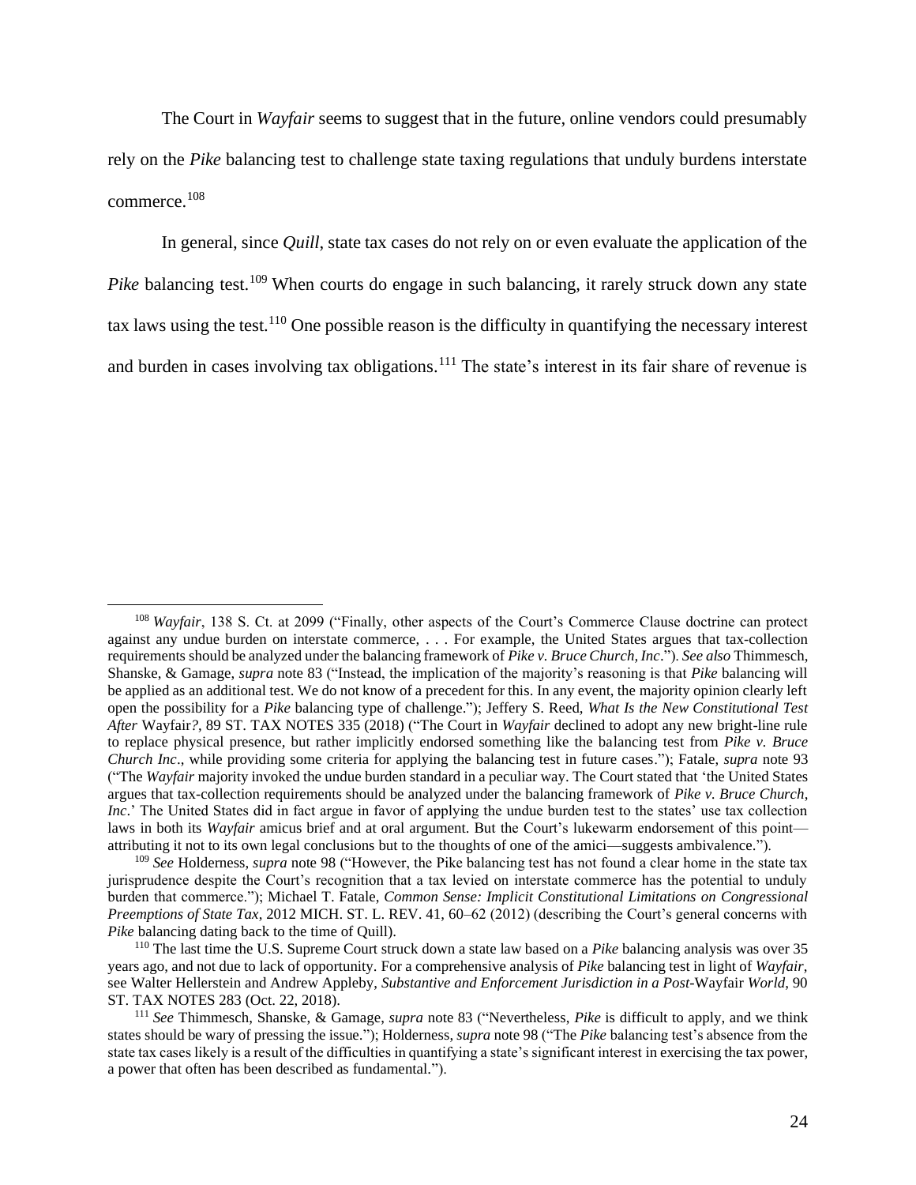The Court in *Wayfair* seems to suggest that in the future, online vendors could presumably rely on the *Pike* balancing test to challenge state taxing regulations that unduly burdens interstate commerce.[108]

In general, since *Quill*, state tax cases do not rely on or even evaluate the application of the *Pike* balancing test.[109] When courts do engage in such balancing, it rarely struck down any state tax laws using the test.[110] One possible reason is the difficulty in quantifying the necessary interest and burden in cases involving tax obligations.[111] The state's interest in its fair share of revenue is

---

[108] *Wayfair*, 138 S. Ct. at 2099 ("Finally, other aspects of the Court's Commerce Clause doctrine can protect against any undue burden on interstate commerce, . . . For example, the United States argues that tax-collection requirements should be analyzed under the balancing framework of *Pike v. Bruce Church, Inc*."). *See also* Thimmesch, Shanske, & Gamage, *supra* note 83 ("Instead, the implication of the majority's reasoning is that *Pike* balancing will be applied as an additional test. We do not know of a precedent for this. In any event, the majority opinion clearly left open the possibility for a *Pike* balancing type of challenge."); Jeffery S. Reed, *What Is the New Constitutional Test After* Wayfair*?*, 89 ST. TAX NOTES 335 (2018) ("The Court in *Wayfair* declined to adopt any new bright-line rule to replace physical presence, but rather implicitly endorsed something like the balancing test from *Pike v. Bruce Church Inc*., while providing some criteria for applying the balancing test in future cases."); Fatale, *supra* note 93 ("The *Wayfair* majority invoked the undue burden standard in a peculiar way. The Court stated that 'the United States argues that tax-collection requirements should be analyzed under the balancing framework of *Pike v. Bruce Church, Inc*.' The United States did in fact argue in favor of applying the undue burden test to the states' use tax collection laws in both its *Wayfair* amicus brief and at oral argument. But the Court's lukewarm endorsement of this point—attributing it not to its own legal conclusions but to the thoughts of one of the amici—suggests ambivalence.").

[109] *See* Holderness, *supra* note 98 ("However, the Pike balancing test has not found a clear home in the state tax jurisprudence despite the Court's recognition that a tax levied on interstate commerce has the potential to unduly burden that commerce."); Michael T. Fatale, *Common Sense: Implicit Constitutional Limitations on Congressional Preemptions of State Tax*, 2012 MICH. ST. L. REV. 41, 60–62 (2012) (describing the Court's general concerns with *Pike* balancing dating back to the time of Quill).

[110] The last time the U.S. Supreme Court struck down a state law based on a *Pike* balancing analysis was over 35 years ago, and not due to lack of opportunity. For a comprehensive analysis of *Pike* balancing test in light of *Wayfair*, see Walter Hellerstein and Andrew Appleby, *Substantive and Enforcement Jurisdiction in a Post-*Wayfair *World*, 90 ST. TAX NOTES 283 (Oct. 22, 2018).

[111] *See* Thimmesch, Shanske, & Gamage, *supra* note 83 ("Nevertheless, *Pike* is difficult to apply, and we think states should be wary of pressing the issue."); Holderness, *supra* note 98 ("The *Pike* balancing test's absence from the state tax cases likely is a result of the difficulties in quantifying a state's significant interest in exercising the tax power, a power that often has been described as fundamental.").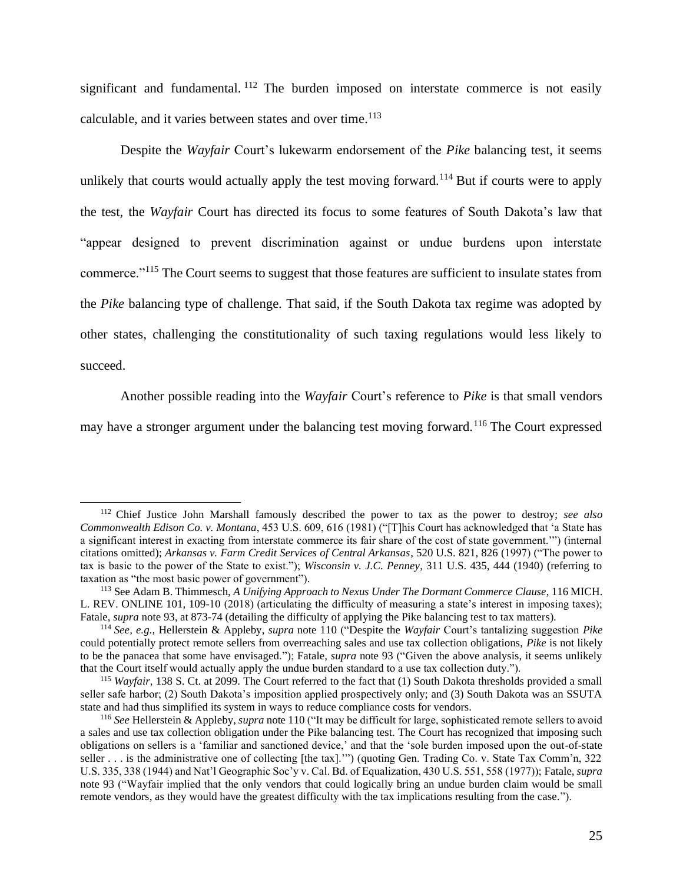significant and fundamental.[112] The burden imposed on interstate commerce is not easily calculable, and it varies between states and over time.[113]

Despite the *Wayfair* Court's lukewarm endorsement of the *Pike* balancing test, it seems unlikely that courts would actually apply the test moving forward.[114] But if courts were to apply the test, the *Wayfair* Court has directed its focus to some features of South Dakota's law that "appear designed to prevent discrimination against or undue burdens upon interstate commerce."[115] The Court seems to suggest that those features are sufficient to insulate states from the *Pike* balancing type of challenge. That said, if the South Dakota tax regime was adopted by other states, challenging the constitutionality of such taxing regulations would less likely to succeed.

Another possible reading into the *Wayfair* Court's reference to *Pike* is that small vendors may have a stronger argument under the balancing test moving forward.[116] The Court expressed

---

[112] Chief Justice John Marshall famously described the power to tax as the power to destroy; *see also Commonwealth Edison Co. v. Montana*, 453 U.S. 609, 616 (1981) ("[T]his Court has acknowledged that 'a State has a significant interest in exacting from interstate commerce its fair share of the cost of state government.'") (internal citations omitted); *Arkansas v. Farm Credit Services of Central Arkansas*, 520 U.S. 821, 826 (1997) ("The power to tax is basic to the power of the State to exist."); *Wisconsin v. J.C. Penney*, 311 U.S. 435, 444 (1940) (referring to taxation as "the most basic power of government").

[113] See Adam B. Thimmesch, *A Unifying Approach to Nexus Under The Dormant Commerce Clause*, 116 MICH. L. REV. ONLINE 101, 109-10 (2018) (articulating the difficulty of measuring a state's interest in imposing taxes); Fatale, *supra* note 93, at 873-74 (detailing the difficulty of applying the Pike balancing test to tax matters).

[114] *See, e.g.*, Hellerstein & Appleby, *supra* note 110 ("Despite the *Wayfair* Court's tantalizing suggestion *Pike* could potentially protect remote sellers from overreaching sales and use tax collection obligations, *Pike* is not likely to be the panacea that some have envisaged."); Fatale, *supra* note 93 ("Given the above analysis, it seems unlikely that the Court itself would actually apply the undue burden standard to a use tax collection duty.").

[115] *Wayfair*, 138 S. Ct. at 2099. The Court referred to the fact that (1) South Dakota thresholds provided a small seller safe harbor; (2) South Dakota's imposition applied prospectively only; and (3) South Dakota was an SSUTA state and had thus simplified its system in ways to reduce compliance costs for vendors.

[116] *See* Hellerstein & Appleby, *supra* note 110 ("It may be difficult for large, sophisticated remote sellers to avoid a sales and use tax collection obligation under the Pike balancing test. The Court has recognized that imposing such obligations on sellers is a 'familiar and sanctioned device,' and that the 'sole burden imposed upon the out-of-state seller . . . is the administrative one of collecting [the tax].'") (quoting Gen. Trading Co. v. State Tax Comm'n, 322 U.S. 335, 338 (1944) and Nat'l Geographic Soc'y v. Cal. Bd. of Equalization, 430 U.S. 551, 558 (1977)); Fatale, *supra* note 93 ("Wayfair implied that the only vendors that could logically bring an undue burden claim would be small remote vendors, as they would have the greatest difficulty with the tax implications resulting from the case.").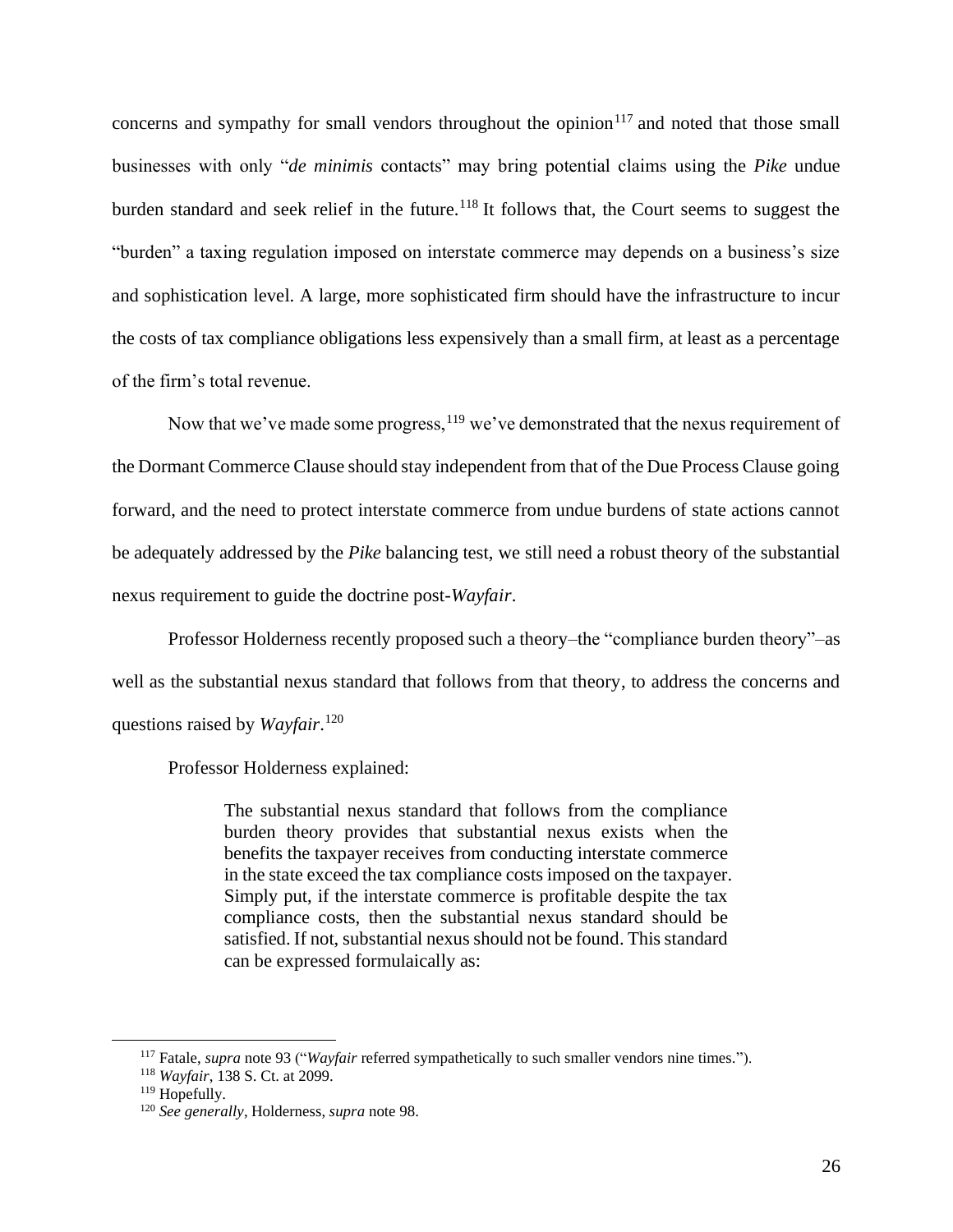concerns and sympathy for small vendors throughout the opinion[117] and noted that those small businesses with only "*de minimis* contacts" may bring potential claims using the *Pike* undue burden standard and seek relief in the future.[118] It follows that, the Court seems to suggest the "burden" a taxing regulation imposed on interstate commerce may depends on a business's size and sophistication level. A large, more sophisticated firm should have the infrastructure to incur the costs of tax compliance obligations less expensively than a small firm, at least as a percentage of the firm's total revenue.

Now that we've made some progress,[119] we've demonstrated that the nexus requirement of the Dormant Commerce Clause should stay independent from that of the Due Process Clause going forward, and the need to protect interstate commerce from undue burdens of state actions cannot be adequately addressed by the *Pike* balancing test, we still need a robust theory of the substantial nexus requirement to guide the doctrine post-*Wayfair*.

Professor Holderness recently proposed such a theory–the "compliance burden theory"–as well as the substantial nexus standard that follows from that theory, to address the concerns and questions raised by *Wayfair*.[120]

Professor Holderness explained:

> The substantial nexus standard that follows from the compliance burden theory provides that substantial nexus exists when the benefits the taxpayer receives from conducting interstate commerce in the state exceed the tax compliance costs imposed on the taxpayer. Simply put, if the interstate commerce is profitable despite the tax compliance costs, then the substantial nexus standard should be satisfied. If not, substantial nexus should not be found. This standard can be expressed formulaically as:

---

[117] Fatale, *supra* note 93 ("*Wayfair* referred sympathetically to such smaller vendors nine times.").

[118] *Wayfair*, 138 S. Ct. at 2099.

[119] Hopefully.

[120] *See generally*, Holderness, *supra* note 98.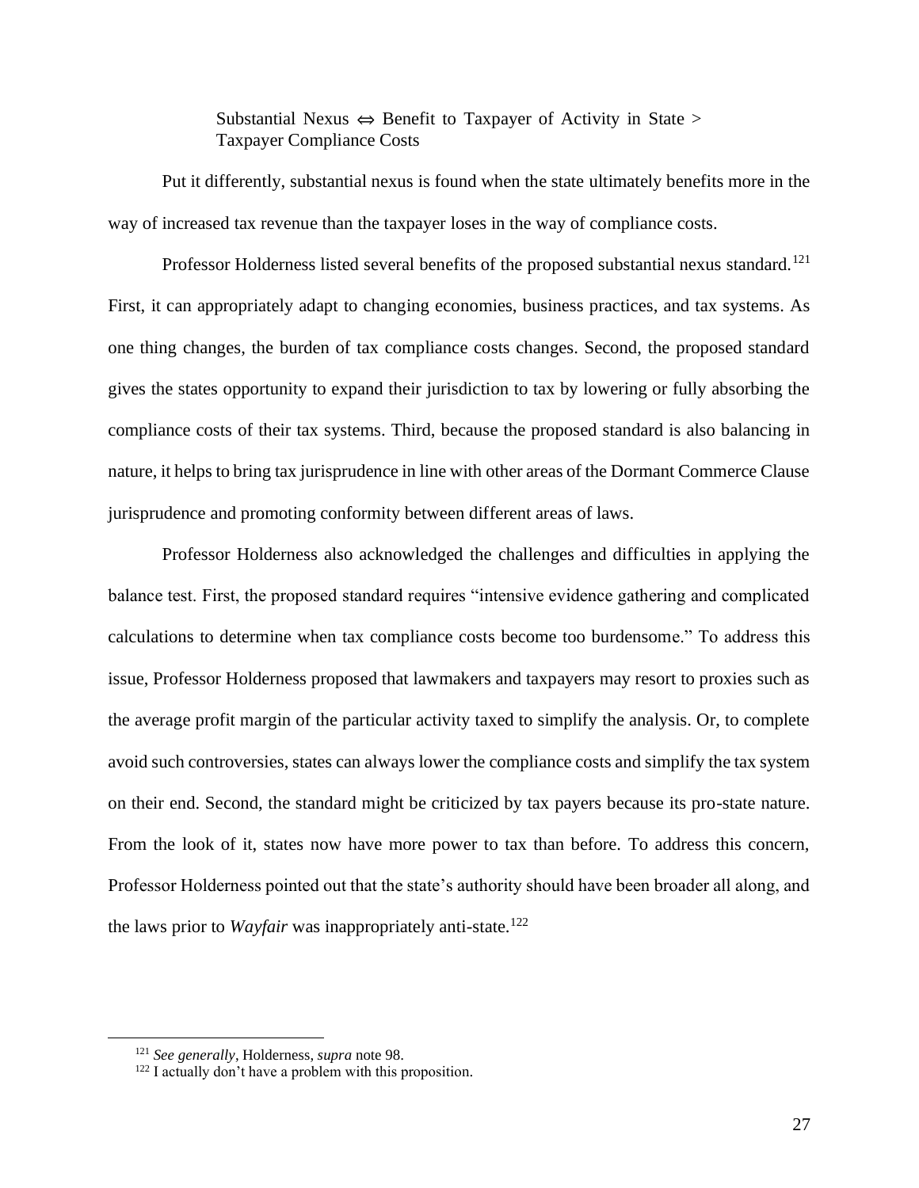Substantial Nexus $\Leftrightarrow$ Benefit to Taxpayer of Activity in State > Taxpayer Compliance Costs

Put it differently, substantial nexus is found when the state ultimately benefits more in the way of increased tax revenue than the taxpayer loses in the way of compliance costs.

Professor Holderness listed several benefits of the proposed substantial nexus standard.[121] First, it can appropriately adapt to changing economies, business practices, and tax systems. As one thing changes, the burden of tax compliance costs changes. Second, the proposed standard gives the states opportunity to expand their jurisdiction to tax by lowering or fully absorbing the compliance costs of their tax systems. Third, because the proposed standard is also balancing in nature, it helps to bring tax jurisprudence in line with other areas of the Dormant Commerce Clause jurisprudence and promoting conformity between different areas of laws.

Professor Holderness also acknowledged the challenges and difficulties in applying the balance test. First, the proposed standard requires "intensive evidence gathering and complicated calculations to determine when tax compliance costs become too burdensome." To address this issue, Professor Holderness proposed that lawmakers and taxpayers may resort to proxies such as the average profit margin of the particular activity taxed to simplify the analysis. Or, to complete avoid such controversies, states can always lower the compliance costs and simplify the tax system on their end. Second, the standard might be criticized by tax payers because its pro-state nature. From the look of it, states now have more power to tax than before. To address this concern, Professor Holderness pointed out that the state's authority should have been broader all along, and the laws prior to *Wayfair* was inappropriately anti-state.[122]

---

[121] *See generally*, Holderness, *supra* note 98.

[122] I actually don't have a problem with this proposition.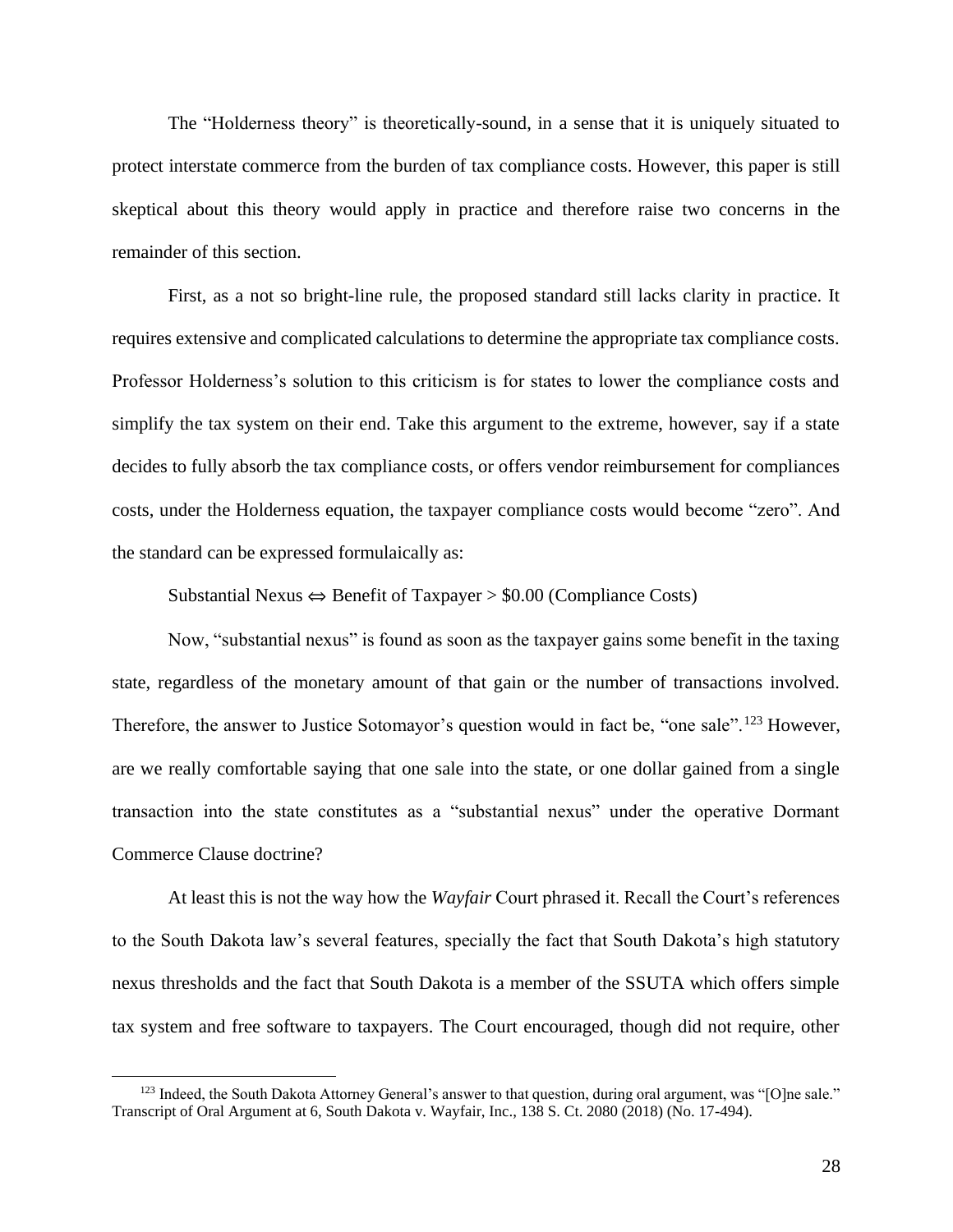The "Holderness theory" is theoretically-sound, in a sense that it is uniquely situated to protect interstate commerce from the burden of tax compliance costs. However, this paper is still skeptical about this theory would apply in practice and therefore raise two concerns in the remainder of this section.

First, as a not so bright-line rule, the proposed standard still lacks clarity in practice. It requires extensive and complicated calculations to determine the appropriate tax compliance costs. Professor Holderness's solution to this criticism is for states to lower the compliance costs and simplify the tax system on their end. Take this argument to the extreme, however, say if a state decides to fully absorb the tax compliance costs, or offers vendor reimbursement for compliances costs, under the Holderness equation, the taxpayer compliance costs would become "zero". And the standard can be expressed formulaically as:

Substantial Nexus $\Leftrightarrow$ Benefit of Taxpayer > \$0.00 (Compliance Costs)

Now, "substantial nexus" is found as soon as the taxpayer gains some benefit in the taxing state, regardless of the monetary amount of that gain or the number of transactions involved. Therefore, the answer to Justice Sotomayor's question would in fact be, "one sale".[123] However, are we really comfortable saying that one sale into the state, or one dollar gained from a single transaction into the state constitutes as a "substantial nexus" under the operative Dormant Commerce Clause doctrine?

At least this is not the way how the *Wayfair* Court phrased it. Recall the Court's references to the South Dakota law's several features, specially the fact that South Dakota's high statutory nexus thresholds and the fact that South Dakota is a member of the SSUTA which offers simple tax system and free software to taxpayers. The Court encouraged, though did not require, other

---

[123] Indeed, the South Dakota Attorney General's answer to that question, during oral argument, was "[O]ne sale." Transcript of Oral Argument at 6, South Dakota v. Wayfair, Inc., 138 S. Ct. 2080 (2018) (No. 17-494).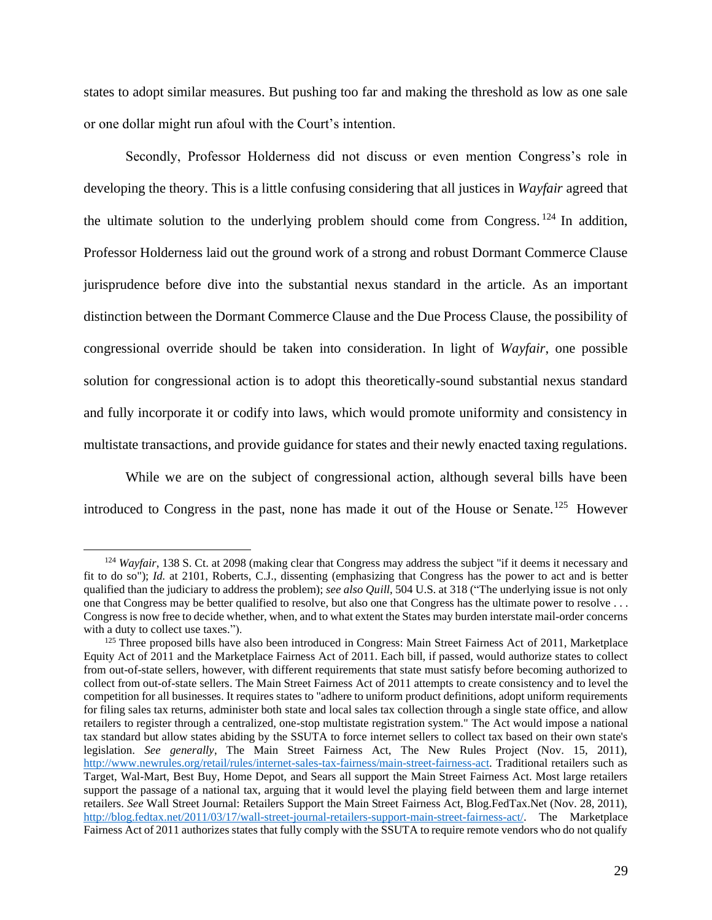states to adopt similar measures. But pushing too far and making the threshold as low as one sale or one dollar might run afoul with the Court's intention.

Secondly, Professor Holderness did not discuss or even mention Congress's role in developing the theory. This is a little confusing considering that all justices in *Wayfair* agreed that the ultimate solution to the underlying problem should come from Congress.[124] In addition, Professor Holderness laid out the ground work of a strong and robust Dormant Commerce Clause jurisprudence before dive into the substantial nexus standard in the article. As an important distinction between the Dormant Commerce Clause and the Due Process Clause, the possibility of congressional override should be taken into consideration. In light of *Wayfair*, one possible solution for congressional action is to adopt this theoretically-sound substantial nexus standard and fully incorporate it or codify into laws, which would promote uniformity and consistency in multistate transactions, and provide guidance for states and their newly enacted taxing regulations.

While we are on the subject of congressional action, although several bills have been introduced to Congress in the past, none has made it out of the House or Senate.[125] However

---

[124] *Wayfair*, 138 S. Ct. at 2098 (making clear that Congress may address the subject "if it deems it necessary and fit to do so"); *Id.* at 2101, Roberts, C.J., dissenting (emphasizing that Congress has the power to act and is better qualified than the judiciary to address the problem); *see also Quill*, 504 U.S. at 318 ("The underlying issue is not only one that Congress may be better qualified to resolve, but also one that Congress has the ultimate power to resolve . . . Congress is now free to decide whether, when, and to what extent the States may burden interstate mail-order concerns with a duty to collect use taxes.").

[125] Three proposed bills have also been introduced in Congress: Main Street Fairness Act of 2011, Marketplace Equity Act of 2011 and the Marketplace Fairness Act of 2011. Each bill, if passed, would authorize states to collect from out-of-state sellers, however, with different requirements that state must satisfy before becoming authorized to collect from out-of-state sellers. The Main Street Fairness Act of 2011 attempts to create consistency and to level the competition for all businesses. It requires states to "adhere to uniform product definitions, adopt uniform requirements for filing sales tax returns, administer both state and local sales tax collection through a single state office, and allow retailers to register through a centralized, one-stop multistate registration system." The Act would impose a national tax standard but allow states abiding by the SSUTA to force internet sellers to collect tax based on their own state's legislation. *See generally*, The Main Street Fairness Act, The New Rules Project (Nov. 15, 2011), http://www.newrules.org/retail/rules/internet-sales-tax-fairness/main-street-fairness-act. Traditional retailers such as Target, Wal-Mart, Best Buy, Home Depot, and Sears all support the Main Street Fairness Act. Most large retailers support the passage of a national tax, arguing that it would level the playing field between them and large internet retailers. *See* Wall Street Journal: Retailers Support the Main Street Fairness Act, Blog.FedTax.Net (Nov. 28, 2011), http://blog.fedtax.net/2011/03/17/wall-street-journal-retailers-support-main-street-fairness-act/. The Marketplace Fairness Act of 2011 authorizes states that fully comply with the SSUTA to require remote vendors who do not qualify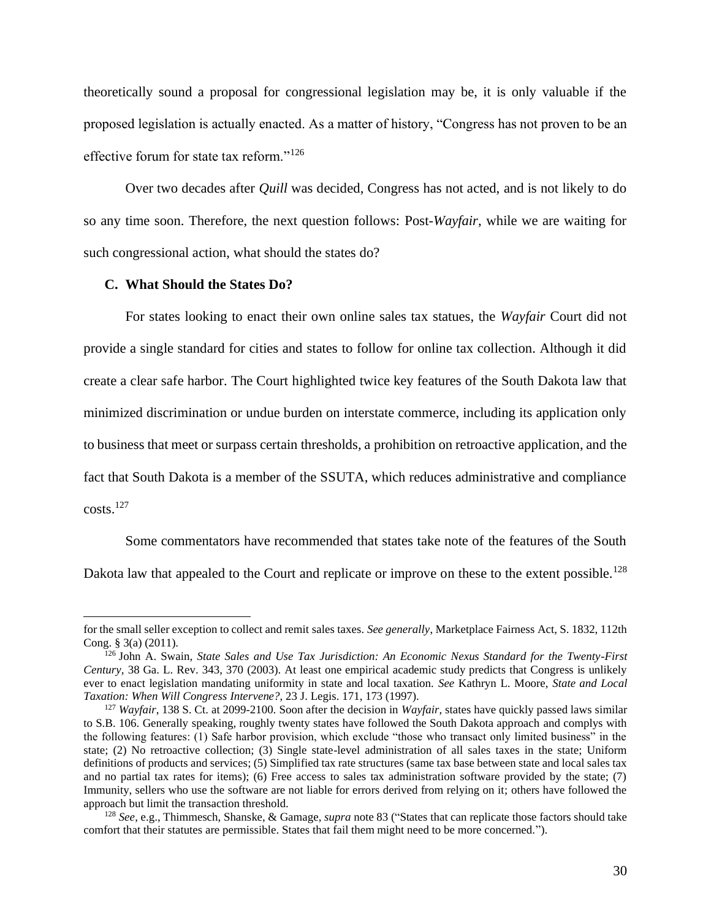theoretically sound a proposal for congressional legislation may be, it is only valuable if the proposed legislation is actually enacted. As a matter of history, "Congress has not proven to be an effective forum for state tax reform."[126]

Over two decades after *Quill* was decided, Congress has not acted, and is not likely to do so any time soon. Therefore, the next question follows: Post-*Wayfair*, while we are waiting for such congressional action, what should the states do?

### C. What Should the States Do?

For states looking to enact their own online sales tax statues, the *Wayfair* Court did not provide a single standard for cities and states to follow for online tax collection. Although it did create a clear safe harbor. The Court highlighted twice key features of the South Dakota law that minimized discrimination or undue burden on interstate commerce, including its application only to business that meet or surpass certain thresholds, a prohibition on retroactive application, and the fact that South Dakota is a member of the SSUTA, which reduces administrative and compliance costs.[127]

Some commentators have recommended that states take note of the features of the South Dakota law that appealed to the Court and replicate or improve on these to the extent possible.[128]

---

for the small seller exception to collect and remit sales taxes. *See generally*, Marketplace Fairness Act, S. 1832, 112th Cong. § 3(a) (2011).

[126] John A. Swain, *State Sales and Use Tax Jurisdiction: An Economic Nexus Standard for the Twenty-First Century*, 38 Ga. L. Rev. 343, 370 (2003). At least one empirical academic study predicts that Congress is unlikely ever to enact legislation mandating uniformity in state and local taxation. *See* Kathryn L. Moore, *State and Local Taxation: When Will Congress Intervene?*, 23 J. Legis. 171, 173 (1997).

[127] *Wayfair*, 138 S. Ct. at 2099-2100. Soon after the decision in *Wayfair*, states have quickly passed laws similar to S.B. 106. Generally speaking, roughly twenty states have followed the South Dakota approach and complys with the following features: (1) Safe harbor provision, which exclude "those who transact only limited business" in the state; (2) No retroactive collection; (3) Single state-level administration of all sales taxes in the state; Uniform definitions of products and services; (5) Simplified tax rate structures (same tax base between state and local sales tax and no partial tax rates for items); (6) Free access to sales tax administration software provided by the state; (7) Immunity, sellers who use the software are not liable for errors derived from relying on it; others have followed the approach but limit the transaction threshold.

[128] *See*, e.g., Thimmesch, Shanske, & Gamage, *supra* note 83 ("States that can replicate those factors should take comfort that their statutes are permissible. States that fail them might need to be more concerned.").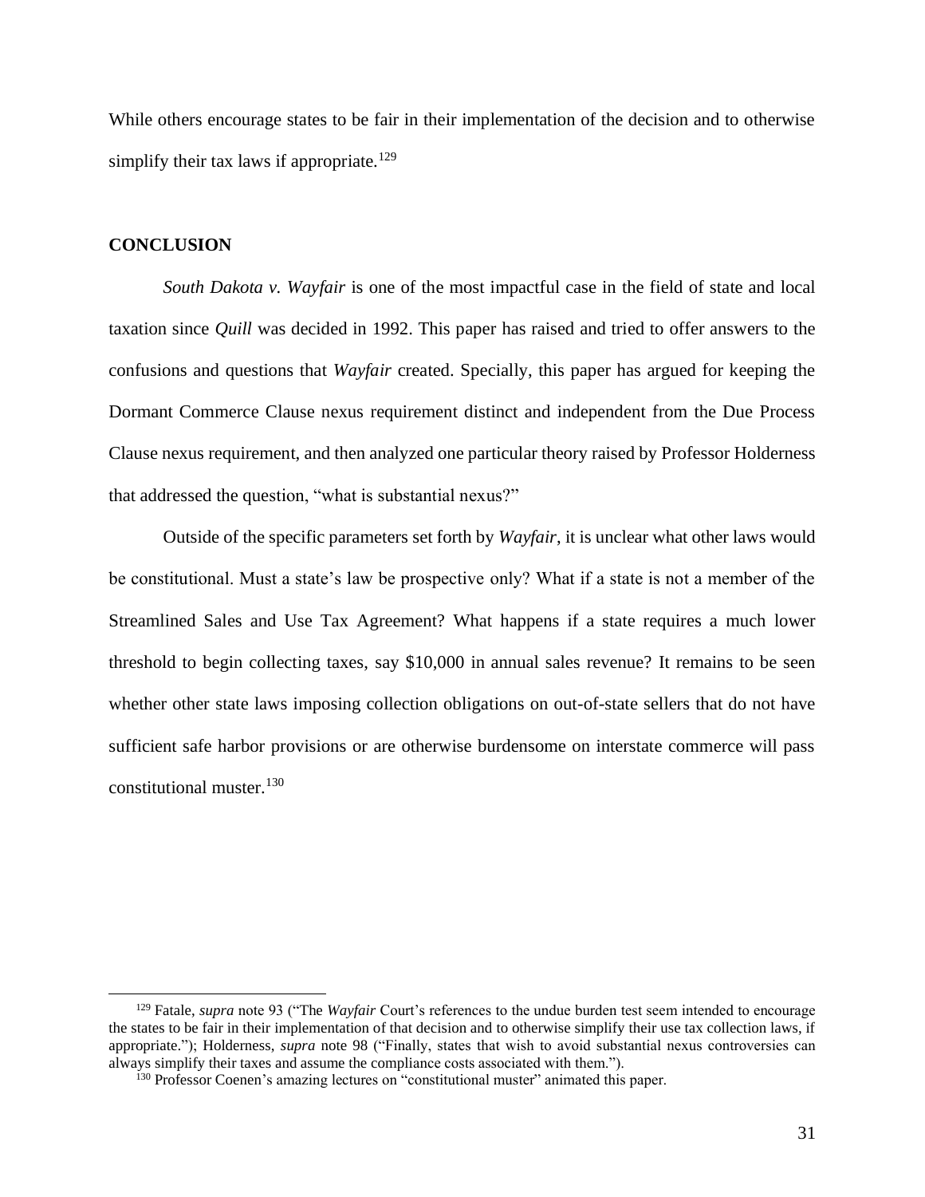While others encourage states to be fair in their implementation of the decision and to otherwise simplify their tax laws if appropriate.[129]

## CONCLUSION

*South Dakota v. Wayfair* is one of the most impactful case in the field of state and local taxation since *Quill* was decided in 1992. This paper has raised and tried to offer answers to the confusions and questions that *Wayfair* created. Specially, this paper has argued for keeping the Dormant Commerce Clause nexus requirement distinct and independent from the Due Process Clause nexus requirement, and then analyzed one particular theory raised by Professor Holderness that addressed the question, "what is substantial nexus?"

Outside of the specific parameters set forth by *Wayfair*, it is unclear what other laws would be constitutional. Must a state's law be prospective only? What if a state is not a member of the Streamlined Sales and Use Tax Agreement? What happens if a state requires a much lower threshold to begin collecting taxes, say $10,000 in annual sales revenue? It remains to be seen whether other state laws imposing collection obligations on out-of-state sellers that do not have sufficient safe harbor provisions or are otherwise burdensome on interstate commerce will pass constitutional muster.[130]

---

[129] Fatale, *supra* note 93 ("The *Wayfair* Court's references to the undue burden test seem intended to encourage the states to be fair in their implementation of that decision and to otherwise simplify their use tax collection laws, if appropriate."); Holderness, *supra* note 98 ("Finally, states that wish to avoid substantial nexus controversies can always simplify their taxes and assume the compliance costs associated with them.").

[130] Professor Coenen's amazing lectures on "constitutional muster" animated this paper.